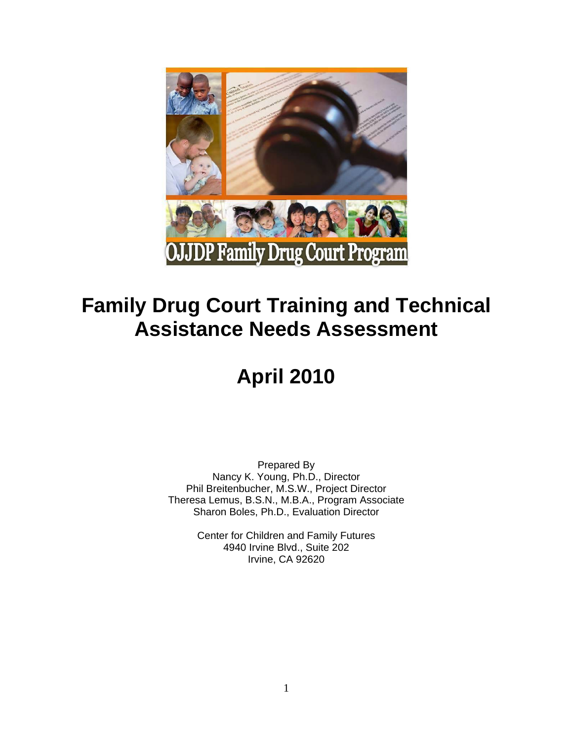# Family Drug Court Training and Technical Assistance Needs Assessment

## April 2010

Prepared By
Nancy K. Young, Ph.D., Director
Phil Breitenbucher, M.S.W., Project Director
Theresa Lemus, B.S.N., M.B.A., Program Associate
Sharon Boles, Ph.D., Evaluation Director

Center for Children and Family Futures
4940 Irvine Blvd., Suite 202
Irvine, CA 92620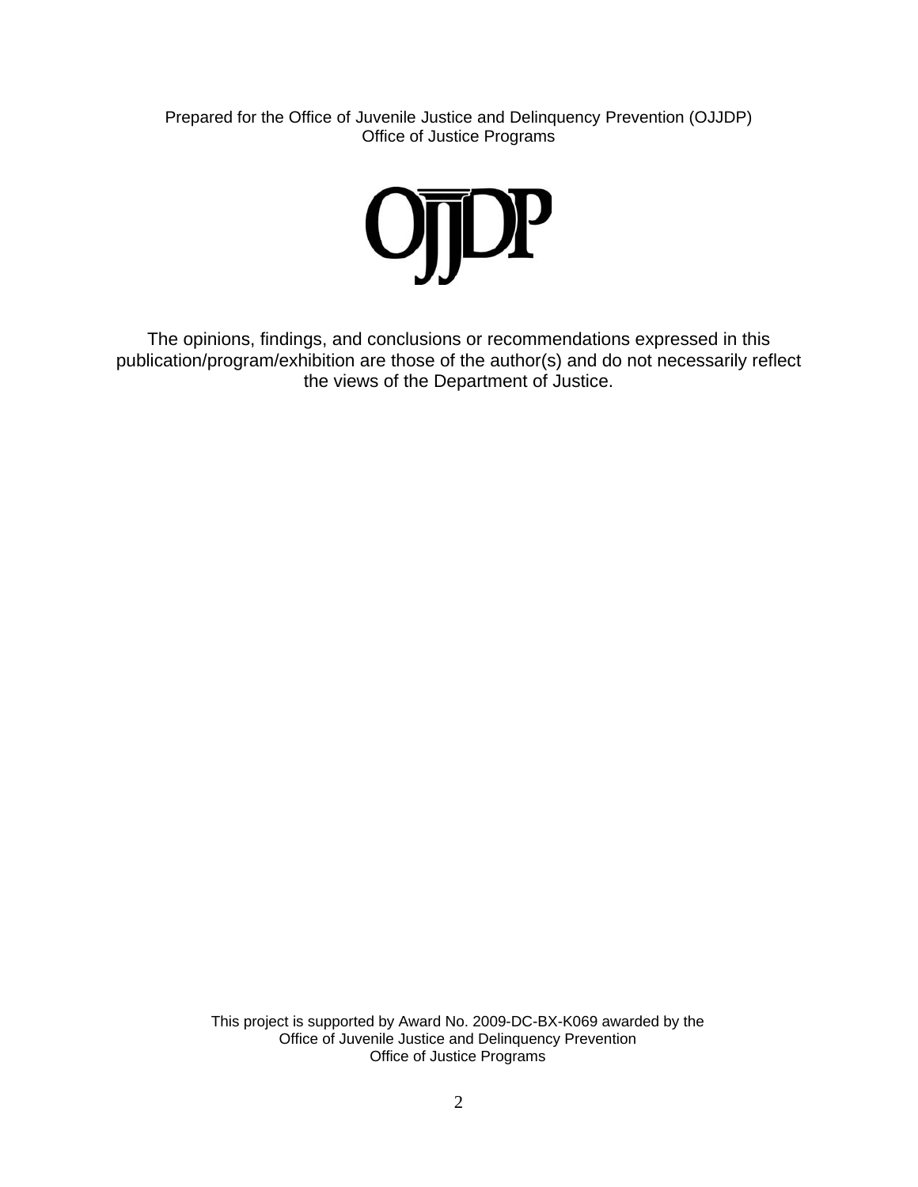Prepared for the Office of Juvenile Justice and Delinquency Prevention (OJJDP)
Office of Justice Programs

OJJDP

The opinions, findings, and conclusions or recommendations expressed in this publication/program/exhibition are those of the author(s) and do not necessarily reflect the views of the Department of Justice.

This project is supported by Award No. 2009-DC-BX-K069 awarded by the
Office of Juvenile Justice and Delinquency Prevention
Office of Justice Programs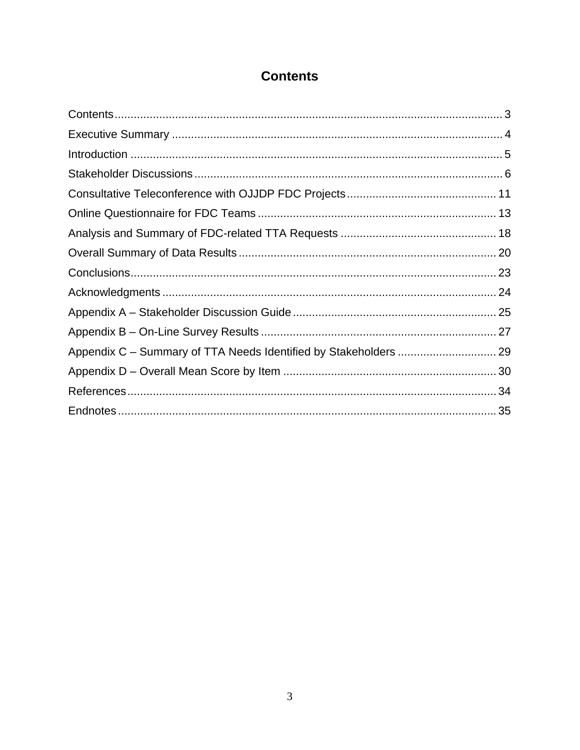# Contents

Contents ..... 3
Executive Summary ..... 4
Introduction ..... 5
Stakeholder Discussions ..... 6
Consultative Teleconference with OJJDP FDC Projects ..... 11
Online Questionnaire for FDC Teams ..... 13
Analysis and Summary of FDC-related TTA Requests ..... 18
Overall Summary of Data Results ..... 20
Conclusions ..... 23
Acknowledgments ..... 24
Appendix A – Stakeholder Discussion Guide ..... 25
Appendix B – On-Line Survey Results ..... 27
Appendix C – Summary of TTA Needs Identified by Stakeholders ..... 29
Appendix D – Overall Mean Score by Item ..... 30
References ..... 34
Endnotes ..... 35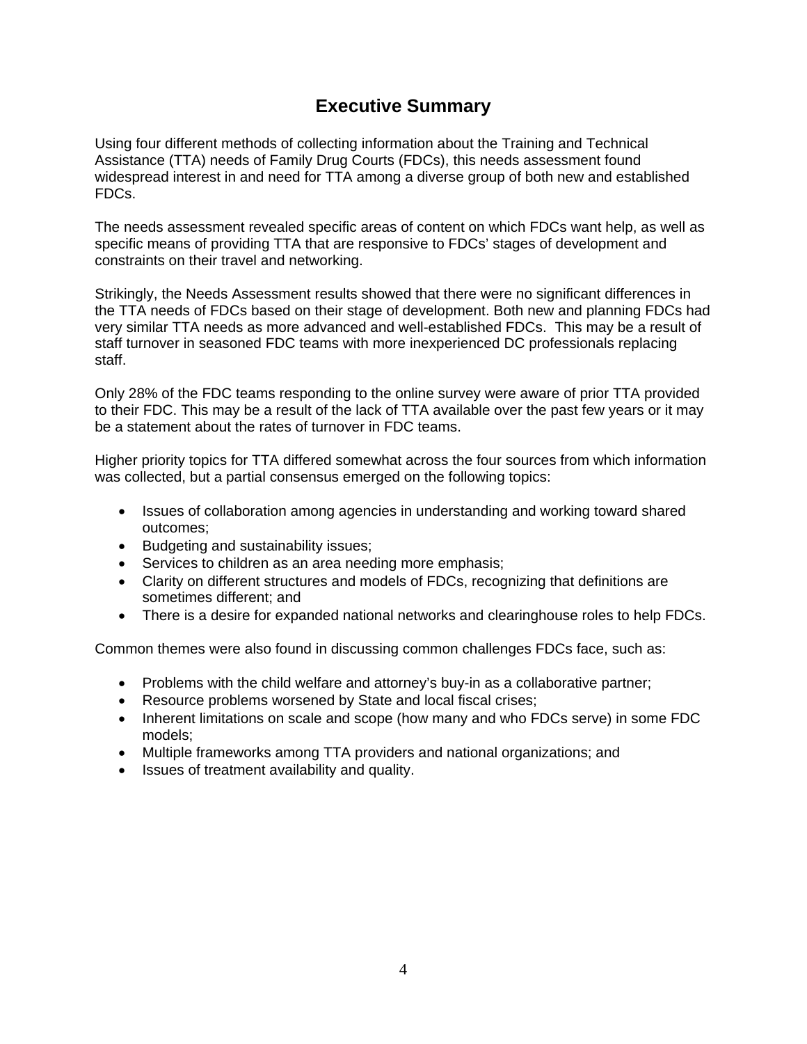# Executive Summary

Using four different methods of collecting information about the Training and Technical Assistance (TTA) needs of Family Drug Courts (FDCs), this needs assessment found widespread interest in and need for TTA among a diverse group of both new and established FDCs.

The needs assessment revealed specific areas of content on which FDCs want help, as well as specific means of providing TTA that are responsive to FDCs' stages of development and constraints on their travel and networking.

Strikingly, the Needs Assessment results showed that there were no significant differences in the TTA needs of FDCs based on their stage of development. Both new and planning FDCs had very similar TTA needs as more advanced and well-established FDCs. This may be a result of staff turnover in seasoned FDC teams with more inexperienced DC professionals replacing staff.

Only 28% of the FDC teams responding to the online survey were aware of prior TTA provided to their FDC. This may be a result of the lack of TTA available over the past few years or it may be a statement about the rates of turnover in FDC teams.

Higher priority topics for TTA differed somewhat across the four sources from which information was collected, but a partial consensus emerged on the following topics:

- Issues of collaboration among agencies in understanding and working toward shared outcomes;
- Budgeting and sustainability issues;
- Services to children as an area needing more emphasis;
- Clarity on different structures and models of FDCs, recognizing that definitions are sometimes different; and
- There is a desire for expanded national networks and clearinghouse roles to help FDCs.

Common themes were also found in discussing common challenges FDCs face, such as:

- Problems with the child welfare and attorney's buy-in as a collaborative partner;
- Resource problems worsened by State and local fiscal crises;
- Inherent limitations on scale and scope (how many and who FDCs serve) in some FDC models;
- Multiple frameworks among TTA providers and national organizations; and
- Issues of treatment availability and quality.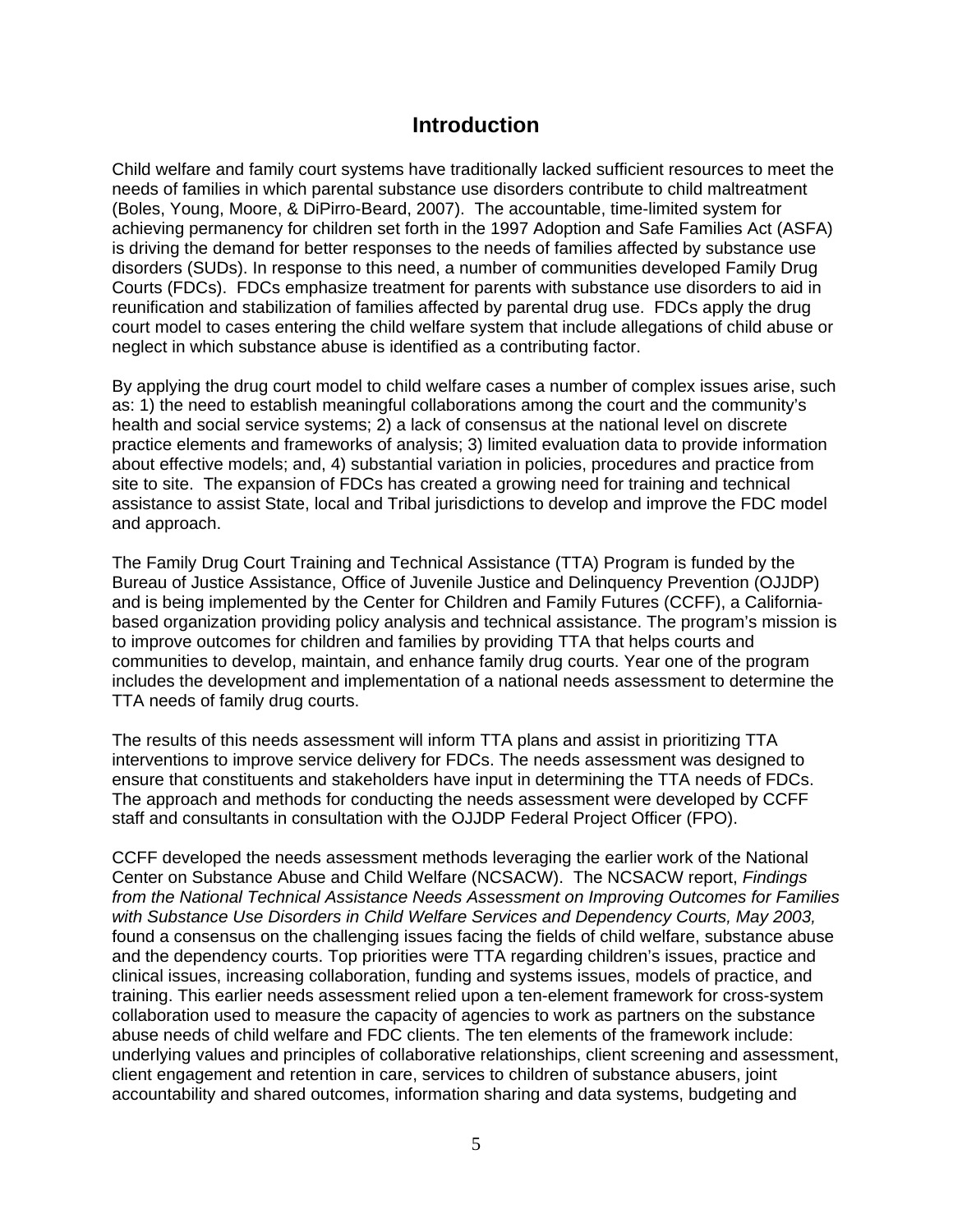# Introduction

Child welfare and family court systems have traditionally lacked sufficient resources to meet the needs of families in which parental substance use disorders contribute to child maltreatment (Boles, Young, Moore, & DiPirro-Beard, 2007). The accountable, time-limited system for achieving permanency for children set forth in the 1997 Adoption and Safe Families Act (ASFA) is driving the demand for better responses to the needs of families affected by substance use disorders (SUDs). In response to this need, a number of communities developed Family Drug Courts (FDCs). FDCs emphasize treatment for parents with substance use disorders to aid in reunification and stabilization of families affected by parental drug use. FDCs apply the drug court model to cases entering the child welfare system that include allegations of child abuse or neglect in which substance abuse is identified as a contributing factor.

By applying the drug court model to child welfare cases a number of complex issues arise, such as: 1) the need to establish meaningful collaborations among the court and the community's health and social service systems; 2) a lack of consensus at the national level on discrete practice elements and frameworks of analysis; 3) limited evaluation data to provide information about effective models; and, 4) substantial variation in policies, procedures and practice from site to site. The expansion of FDCs has created a growing need for training and technical assistance to assist State, local and Tribal jurisdictions to develop and improve the FDC model and approach.

The Family Drug Court Training and Technical Assistance (TTA) Program is funded by the Bureau of Justice Assistance, Office of Juvenile Justice and Delinquency Prevention (OJJDP) and is being implemented by the Center for Children and Family Futures (CCFF), a California-based organization providing policy analysis and technical assistance. The program's mission is to improve outcomes for children and families by providing TTA that helps courts and communities to develop, maintain, and enhance family drug courts. Year one of the program includes the development and implementation of a national needs assessment to determine the TTA needs of family drug courts.

The results of this needs assessment will inform TTA plans and assist in prioritizing TTA interventions to improve service delivery for FDCs. The needs assessment was designed to ensure that constituents and stakeholders have input in determining the TTA needs of FDCs. The approach and methods for conducting the needs assessment were developed by CCFF staff and consultants in consultation with the OJJDP Federal Project Officer (FPO).

CCFF developed the needs assessment methods leveraging the earlier work of the National Center on Substance Abuse and Child Welfare (NCSACW). The NCSACW report, *Findings from the National Technical Assistance Needs Assessment on Improving Outcomes for Families with Substance Use Disorders in Child Welfare Services and Dependency Courts, May 2003,* found a consensus on the challenging issues facing the fields of child welfare, substance abuse and the dependency courts. Top priorities were TTA regarding children's issues, practice and clinical issues, increasing collaboration, funding and systems issues, models of practice, and training. This earlier needs assessment relied upon a ten-element framework for cross-system collaboration used to measure the capacity of agencies to work as partners on the substance abuse needs of child welfare and FDC clients. The ten elements of the framework include: underlying values and principles of collaborative relationships, client screening and assessment, client engagement and retention in care, services to children of substance abusers, joint accountability and shared outcomes, information sharing and data systems, budgeting and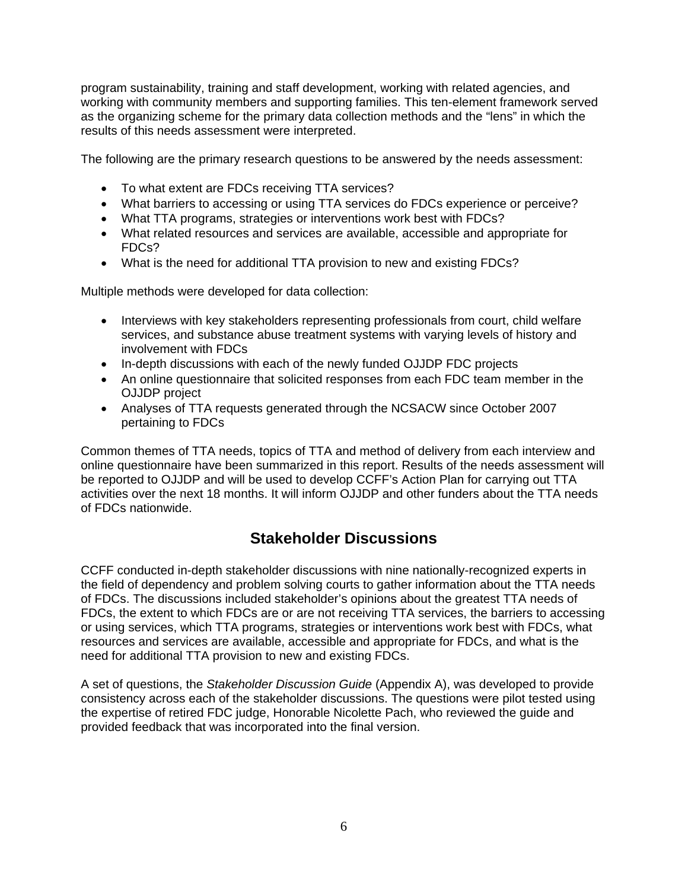program sustainability, training and staff development, working with related agencies, and working with community members and supporting families. This ten-element framework served as the organizing scheme for the primary data collection methods and the "lens" in which the results of this needs assessment were interpreted.

The following are the primary research questions to be answered by the needs assessment:

- To what extent are FDCs receiving TTA services?
- What barriers to accessing or using TTA services do FDCs experience or perceive?
- What TTA programs, strategies or interventions work best with FDCs?
- What related resources and services are available, accessible and appropriate for FDCs?
- What is the need for additional TTA provision to new and existing FDCs?

Multiple methods were developed for data collection:

- Interviews with key stakeholders representing professionals from court, child welfare services, and substance abuse treatment systems with varying levels of history and involvement with FDCs
- In-depth discussions with each of the newly funded OJJDP FDC projects
- An online questionnaire that solicited responses from each FDC team member in the OJJDP project
- Analyses of TTA requests generated through the NCSACW since October 2007 pertaining to FDCs

Common themes of TTA needs, topics of TTA and method of delivery from each interview and online questionnaire have been summarized in this report. Results of the needs assessment will be reported to OJJDP and will be used to develop CCFF's Action Plan for carrying out TTA activities over the next 18 months. It will inform OJJDP and other funders about the TTA needs of FDCs nationwide.

## Stakeholder Discussions

CCFF conducted in-depth stakeholder discussions with nine nationally-recognized experts in the field of dependency and problem solving courts to gather information about the TTA needs of FDCs. The discussions included stakeholder's opinions about the greatest TTA needs of FDCs, the extent to which FDCs are or are not receiving TTA services, the barriers to accessing or using services, which TTA programs, strategies or interventions work best with FDCs, what resources and services are available, accessible and appropriate for FDCs, and what is the need for additional TTA provision to new and existing FDCs.

A set of questions, the *Stakeholder Discussion Guide* (Appendix A), was developed to provide consistency across each of the stakeholder discussions. The questions were pilot tested using the expertise of retired FDC judge, Honorable Nicolette Pach, who reviewed the guide and provided feedback that was incorporated into the final version.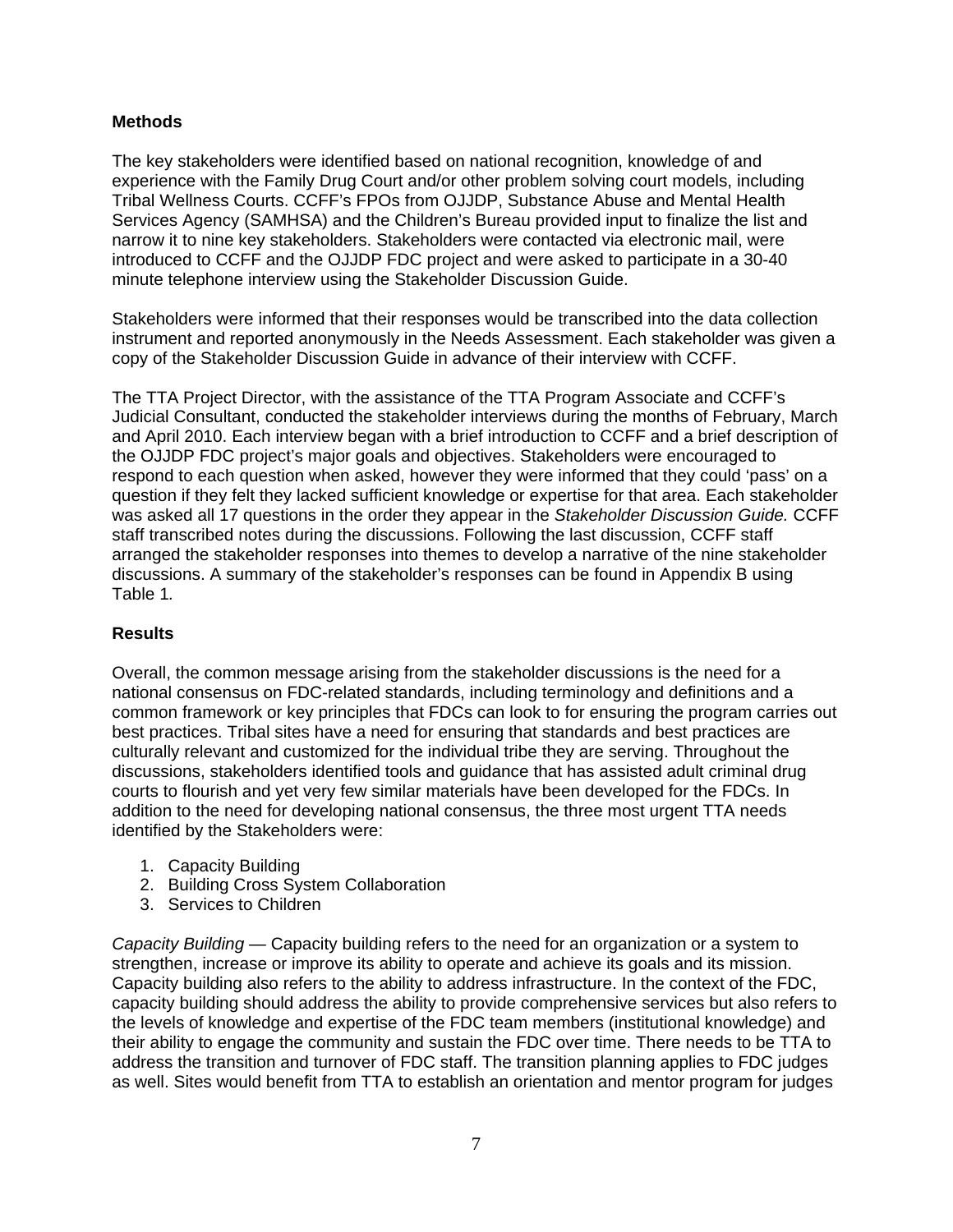**Methods**

The key stakeholders were identified based on national recognition, knowledge of and experience with the Family Drug Court and/or other problem solving court models, including Tribal Wellness Courts. CCFF's FPOs from OJJDP, Substance Abuse and Mental Health Services Agency (SAMHSA) and the Children's Bureau provided input to finalize the list and narrow it to nine key stakeholders. Stakeholders were contacted via electronic mail, were introduced to CCFF and the OJJDP FDC project and were asked to participate in a 30-40 minute telephone interview using the Stakeholder Discussion Guide.

Stakeholders were informed that their responses would be transcribed into the data collection instrument and reported anonymously in the Needs Assessment. Each stakeholder was given a copy of the Stakeholder Discussion Guide in advance of their interview with CCFF.

The TTA Project Director, with the assistance of the TTA Program Associate and CCFF's Judicial Consultant, conducted the stakeholder interviews during the months of February, March and April 2010. Each interview began with a brief introduction to CCFF and a brief description of the OJJDP FDC project's major goals and objectives. Stakeholders were encouraged to respond to each question when asked, however they were informed that they could 'pass' on a question if they felt they lacked sufficient knowledge or expertise for that area. Each stakeholder was asked all 17 questions in the order they appear in the *Stakeholder Discussion Guide.* CCFF staff transcribed notes during the discussions. Following the last discussion, CCFF staff arranged the stakeholder responses into themes to develop a narrative of the nine stakeholder discussions. A summary of the stakeholder's responses can be found in Appendix B using Table 1.

**Results**

Overall, the common message arising from the stakeholder discussions is the need for a national consensus on FDC-related standards, including terminology and definitions and a common framework or key principles that FDCs can look to for ensuring the program carries out best practices. Tribal sites have a need for ensuring that standards and best practices are culturally relevant and customized for the individual tribe they are serving. Throughout the discussions, stakeholders identified tools and guidance that has assisted adult criminal drug courts to flourish and yet very few similar materials have been developed for the FDCs. In addition to the need for developing national consensus, the three most urgent TTA needs identified by the Stakeholders were:

1. Capacity Building
2. Building Cross System Collaboration
3. Services to Children

*Capacity Building* — Capacity building refers to the need for an organization or a system to strengthen, increase or improve its ability to operate and achieve its goals and its mission. Capacity building also refers to the ability to address infrastructure. In the context of the FDC, capacity building should address the ability to provide comprehensive services but also refers to the levels of knowledge and expertise of the FDC team members (institutional knowledge) and their ability to engage the community and sustain the FDC over time. There needs to be TTA to address the transition and turnover of FDC staff. The transition planning applies to FDC judges as well. Sites would benefit from TTA to establish an orientation and mentor program for judges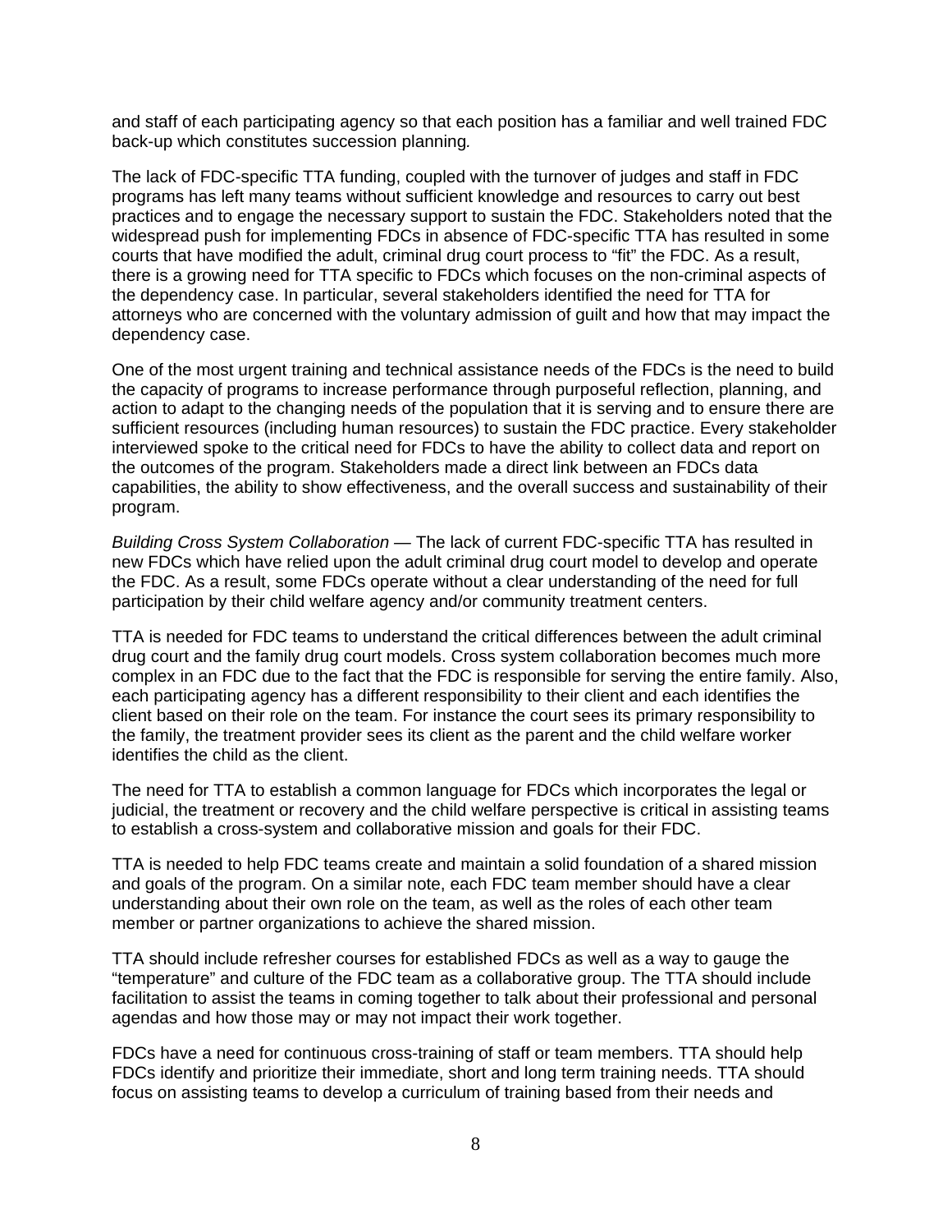and staff of each participating agency so that each position has a familiar and well trained FDC back-up which constitutes succession planning*.*

The lack of FDC-specific TTA funding, coupled with the turnover of judges and staff in FDC programs has left many teams without sufficient knowledge and resources to carry out best practices and to engage the necessary support to sustain the FDC. Stakeholders noted that the widespread push for implementing FDCs in absence of FDC-specific TTA has resulted in some courts that have modified the adult, criminal drug court process to "fit" the FDC. As a result, there is a growing need for TTA specific to FDCs which focuses on the non-criminal aspects of the dependency case. In particular, several stakeholders identified the need for TTA for attorneys who are concerned with the voluntary admission of guilt and how that may impact the dependency case.

One of the most urgent training and technical assistance needs of the FDCs is the need to build the capacity of programs to increase performance through purposeful reflection, planning, and action to adapt to the changing needs of the population that it is serving and to ensure there are sufficient resources (including human resources) to sustain the FDC practice. Every stakeholder interviewed spoke to the critical need for FDCs to have the ability to collect data and report on the outcomes of the program. Stakeholders made a direct link between an FDCs data capabilities, the ability to show effectiveness, and the overall success and sustainability of their program.

*Building Cross System Collaboration* — The lack of current FDC-specific TTA has resulted in new FDCs which have relied upon the adult criminal drug court model to develop and operate the FDC. As a result, some FDCs operate without a clear understanding of the need for full participation by their child welfare agency and/or community treatment centers.

TTA is needed for FDC teams to understand the critical differences between the adult criminal drug court and the family drug court models. Cross system collaboration becomes much more complex in an FDC due to the fact that the FDC is responsible for serving the entire family. Also, each participating agency has a different responsibility to their client and each identifies the client based on their role on the team. For instance the court sees its primary responsibility to the family, the treatment provider sees its client as the parent and the child welfare worker identifies the child as the client.

The need for TTA to establish a common language for FDCs which incorporates the legal or judicial, the treatment or recovery and the child welfare perspective is critical in assisting teams to establish a cross-system and collaborative mission and goals for their FDC.

TTA is needed to help FDC teams create and maintain a solid foundation of a shared mission and goals of the program. On a similar note, each FDC team member should have a clear understanding about their own role on the team, as well as the roles of each other team member or partner organizations to achieve the shared mission.

TTA should include refresher courses for established FDCs as well as a way to gauge the "temperature" and culture of the FDC team as a collaborative group. The TTA should include facilitation to assist the teams in coming together to talk about their professional and personal agendas and how those may or may not impact their work together.

FDCs have a need for continuous cross-training of staff or team members. TTA should help FDCs identify and prioritize their immediate, short and long term training needs. TTA should focus on assisting teams to develop a curriculum of training based from their needs and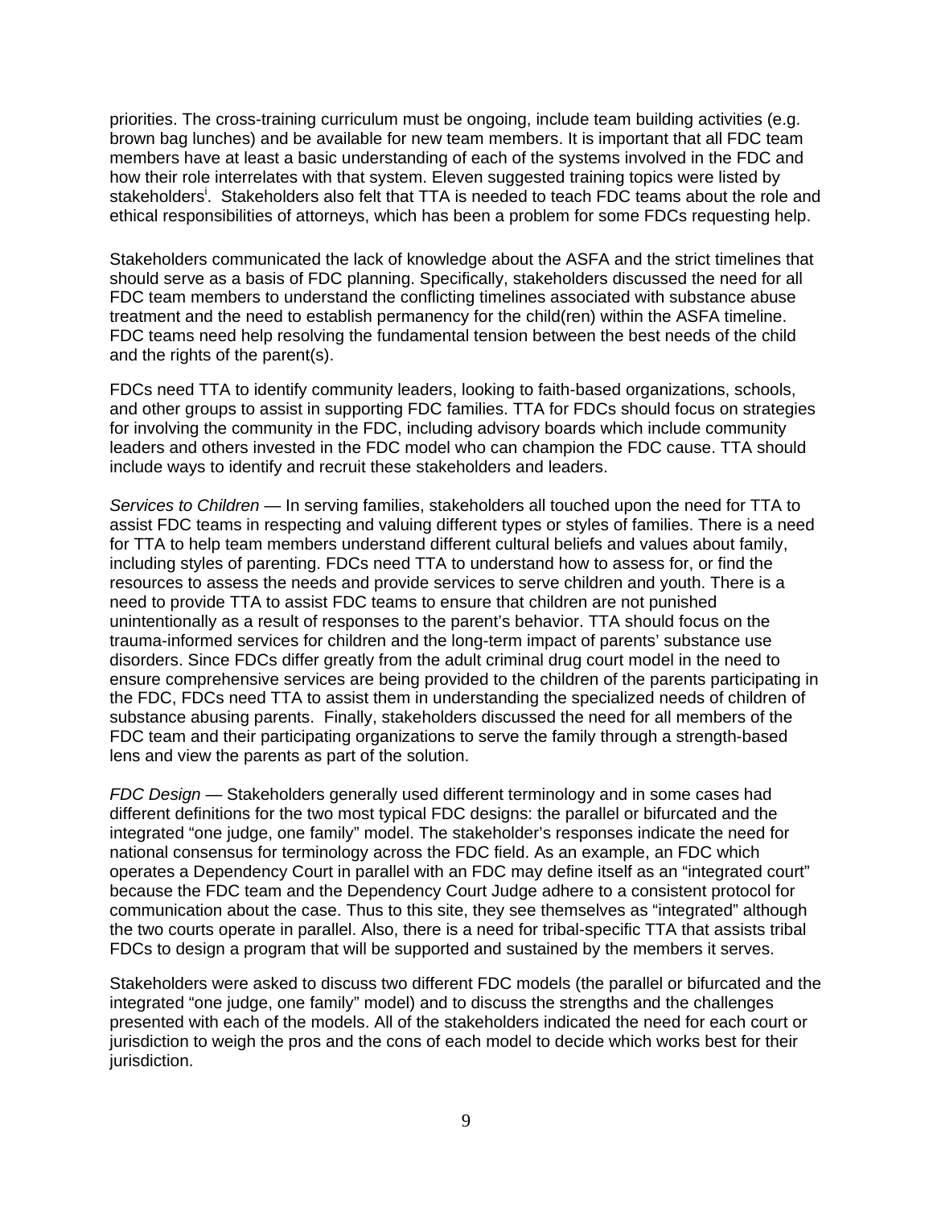priorities. The cross-training curriculum must be ongoing, include team building activities (e.g. brown bag lunches) and be available for new team members. It is important that all FDC team members have at least a basic understanding of each of the systems involved in the FDC and how their role interrelates with that system. Eleven suggested training topics were listed by stakeholders[i]. Stakeholders also felt that TTA is needed to teach FDC teams about the role and ethical responsibilities of attorneys, which has been a problem for some FDCs requesting help.

Stakeholders communicated the lack of knowledge about the ASFA and the strict timelines that should serve as a basis of FDC planning. Specifically, stakeholders discussed the need for all FDC team members to understand the conflicting timelines associated with substance abuse treatment and the need to establish permanency for the child(ren) within the ASFA timeline. FDC teams need help resolving the fundamental tension between the best needs of the child and the rights of the parent(s).

FDCs need TTA to identify community leaders, looking to faith-based organizations, schools, and other groups to assist in supporting FDC families. TTA for FDCs should focus on strategies for involving the community in the FDC, including advisory boards which include community leaders and others invested in the FDC model who can champion the FDC cause. TTA should include ways to identify and recruit these stakeholders and leaders.

*Services to Children* — In serving families, stakeholders all touched upon the need for TTA to assist FDC teams in respecting and valuing different types or styles of families. There is a need for TTA to help team members understand different cultural beliefs and values about family, including styles of parenting. FDCs need TTA to understand how to assess for, or find the resources to assess the needs and provide services to serve children and youth. There is a need to provide TTA to assist FDC teams to ensure that children are not punished unintentionally as a result of responses to the parent's behavior. TTA should focus on the trauma-informed services for children and the long-term impact of parents' substance use disorders. Since FDCs differ greatly from the adult criminal drug court model in the need to ensure comprehensive services are being provided to the children of the parents participating in the FDC, FDCs need TTA to assist them in understanding the specialized needs of children of substance abusing parents. Finally, stakeholders discussed the need for all members of the FDC team and their participating organizations to serve the family through a strength-based lens and view the parents as part of the solution.

*FDC Design* — Stakeholders generally used different terminology and in some cases had different definitions for the two most typical FDC designs: the parallel or bifurcated and the integrated "one judge, one family" model. The stakeholder's responses indicate the need for national consensus for terminology across the FDC field. As an example, an FDC which operates a Dependency Court in parallel with an FDC may define itself as an "integrated court" because the FDC team and the Dependency Court Judge adhere to a consistent protocol for communication about the case. Thus to this site, they see themselves as "integrated" although the two courts operate in parallel. Also, there is a need for tribal-specific TTA that assists tribal FDCs to design a program that will be supported and sustained by the members it serves.

Stakeholders were asked to discuss two different FDC models (the parallel or bifurcated and the integrated "one judge, one family" model) and to discuss the strengths and the challenges presented with each of the models. All of the stakeholders indicated the need for each court or jurisdiction to weigh the pros and the cons of each model to decide which works best for their jurisdiction.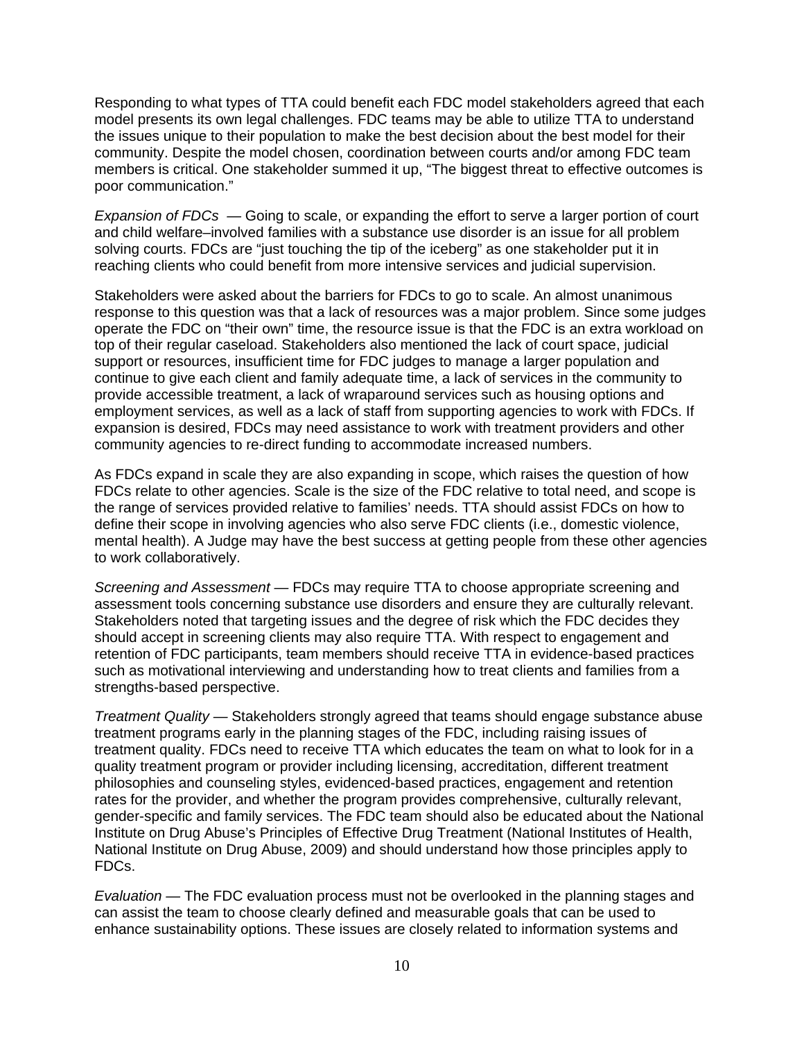Responding to what types of TTA could benefit each FDC model stakeholders agreed that each model presents its own legal challenges. FDC teams may be able to utilize TTA to understand the issues unique to their population to make the best decision about the best model for their community. Despite the model chosen, coordination between courts and/or among FDC team members is critical. One stakeholder summed it up, “The biggest threat to effective outcomes is poor communication.”

*Expansion of FDCs* — Going to scale, or expanding the effort to serve a larger portion of court and child welfare–involved families with a substance use disorder is an issue for all problem solving courts. FDCs are “just touching the tip of the iceberg” as one stakeholder put it in reaching clients who could benefit from more intensive services and judicial supervision.

Stakeholders were asked about the barriers for FDCs to go to scale. An almost unanimous response to this question was that a lack of resources was a major problem. Since some judges operate the FDC on “their own” time, the resource issue is that the FDC is an extra workload on top of their regular caseload. Stakeholders also mentioned the lack of court space, judicial support or resources, insufficient time for FDC judges to manage a larger population and continue to give each client and family adequate time, a lack of services in the community to provide accessible treatment, a lack of wraparound services such as housing options and employment services, as well as a lack of staff from supporting agencies to work with FDCs. If expansion is desired, FDCs may need assistance to work with treatment providers and other community agencies to re-direct funding to accommodate increased numbers.

As FDCs expand in scale they are also expanding in scope, which raises the question of how FDCs relate to other agencies. Scale is the size of the FDC relative to total need, and scope is the range of services provided relative to families’ needs. TTA should assist FDCs on how to define their scope in involving agencies who also serve FDC clients (i.e., domestic violence, mental health). A Judge may have the best success at getting people from these other agencies to work collaboratively.

*Screening and Assessment* — FDCs may require TTA to choose appropriate screening and assessment tools concerning substance use disorders and ensure they are culturally relevant. Stakeholders noted that targeting issues and the degree of risk which the FDC decides they should accept in screening clients may also require TTA. With respect to engagement and retention of FDC participants, team members should receive TTA in evidence-based practices such as motivational interviewing and understanding how to treat clients and families from a strengths-based perspective.

*Treatment Quality* — Stakeholders strongly agreed that teams should engage substance abuse treatment programs early in the planning stages of the FDC, including raising issues of treatment quality. FDCs need to receive TTA which educates the team on what to look for in a quality treatment program or provider including licensing, accreditation, different treatment philosophies and counseling styles, evidenced-based practices, engagement and retention rates for the provider, and whether the program provides comprehensive, culturally relevant, gender-specific and family services. The FDC team should also be educated about the National Institute on Drug Abuse’s Principles of Effective Drug Treatment (National Institutes of Health, National Institute on Drug Abuse, 2009) and should understand how those principles apply to FDCs.

*Evaluation* — The FDC evaluation process must not be overlooked in the planning stages and can assist the team to choose clearly defined and measurable goals that can be used to enhance sustainability options. These issues are closely related to information systems and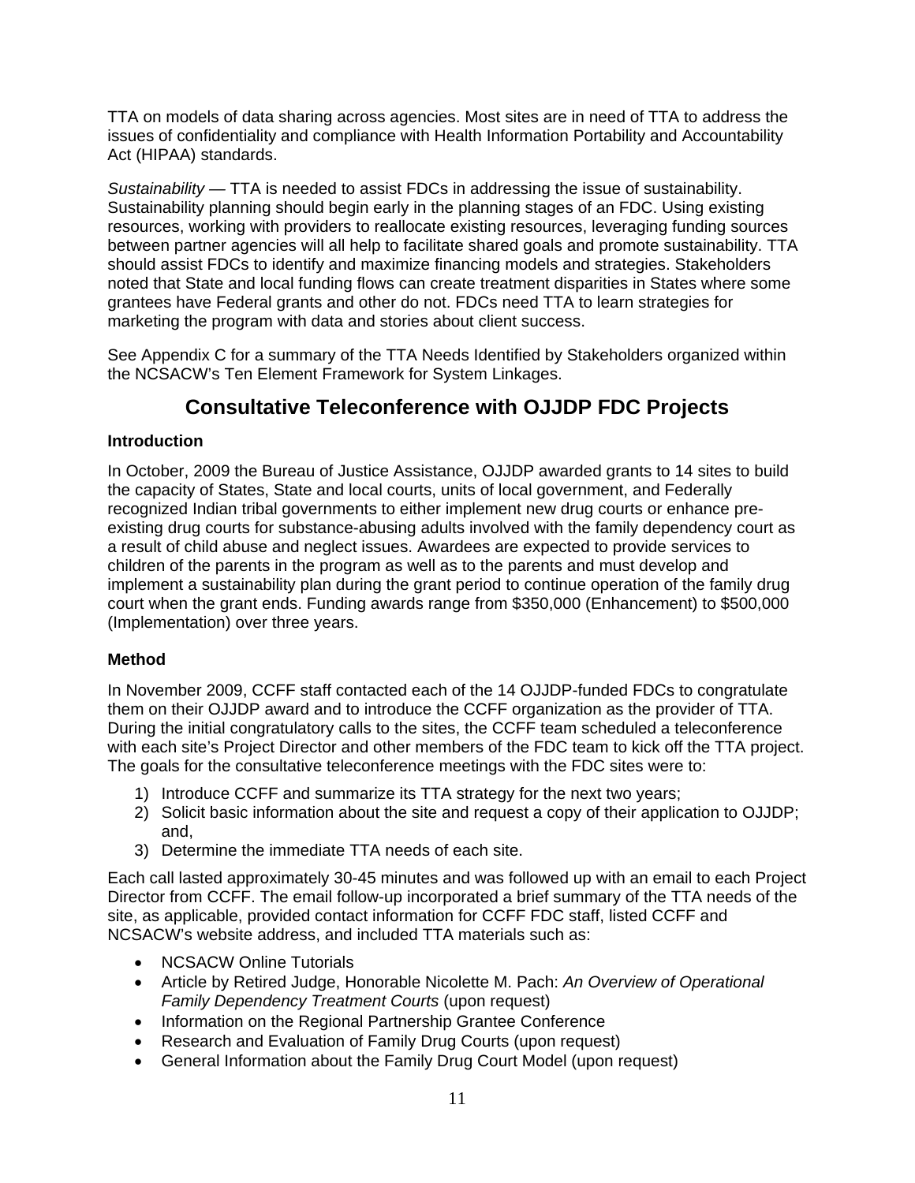TTA on models of data sharing across agencies. Most sites are in need of TTA to address the issues of confidentiality and compliance with Health Information Portability and Accountability Act (HIPAA) standards.

*Sustainability* — TTA is needed to assist FDCs in addressing the issue of sustainability. Sustainability planning should begin early in the planning stages of an FDC. Using existing resources, working with providers to reallocate existing resources, leveraging funding sources between partner agencies will all help to facilitate shared goals and promote sustainability. TTA should assist FDCs to identify and maximize financing models and strategies. Stakeholders noted that State and local funding flows can create treatment disparities in States where some grantees have Federal grants and other do not. FDCs need TTA to learn strategies for marketing the program with data and stories about client success.

See Appendix C for a summary of the TTA Needs Identified by Stakeholders organized within the NCSACW's Ten Element Framework for System Linkages.

## Consultative Teleconference with OJJDP FDC Projects

### Introduction

In October, 2009 the Bureau of Justice Assistance, OJJDP awarded grants to 14 sites to build the capacity of States, State and local courts, units of local government, and Federally recognized Indian tribal governments to either implement new drug courts or enhance pre-existing drug courts for substance-abusing adults involved with the family dependency court as a result of child abuse and neglect issues. Awardees are expected to provide services to children of the parents in the program as well as to the parents and must develop and implement a sustainability plan during the grant period to continue operation of the family drug court when the grant ends. Funding awards range from $350,000 (Enhancement) to $500,000 (Implementation) over three years.

### Method

In November 2009, CCFF staff contacted each of the 14 OJJDP-funded FDCs to congratulate them on their OJJDP award and to introduce the CCFF organization as the provider of TTA. During the initial congratulatory calls to the sites, the CCFF team scheduled a teleconference with each site's Project Director and other members of the FDC team to kick off the TTA project. The goals for the consultative teleconference meetings with the FDC sites were to:

1) Introduce CCFF and summarize its TTA strategy for the next two years;
2) Solicit basic information about the site and request a copy of their application to OJJDP; and,
3) Determine the immediate TTA needs of each site.

Each call lasted approximately 30-45 minutes and was followed up with an email to each Project Director from CCFF. The email follow-up incorporated a brief summary of the TTA needs of the site, as applicable, provided contact information for CCFF FDC staff, listed CCFF and NCSACW's website address, and included TTA materials such as:

- NCSACW Online Tutorials
- Article by Retired Judge, Honorable Nicolette M. Pach: *An Overview of Operational Family Dependency Treatment Courts* (upon request)
- Information on the Regional Partnership Grantee Conference
- Research and Evaluation of Family Drug Courts (upon request)
- General Information about the Family Drug Court Model (upon request)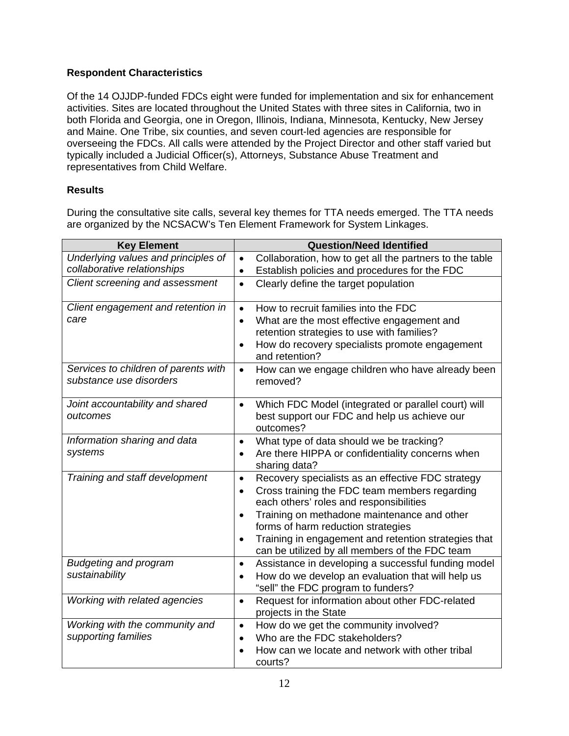**Respondent Characteristics**

Of the 14 OJJDP-funded FDCs eight were funded for implementation and six for enhancement activities. Sites are located throughout the United States with three sites in California, two in both Florida and Georgia, one in Oregon, Illinois, Indiana, Minnesota, Kentucky, New Jersey and Maine. One Tribe, six counties, and seven court-led agencies are responsible for overseeing the FDCs. All calls were attended by the Project Director and other staff varied but typically included a Judicial Officer(s), Attorneys, Substance Abuse Treatment and representatives from Child Welfare.

**Results**

During the consultative site calls, several key themes for TTA needs emerged. The TTA needs are organized by the NCSACW's Ten Element Framework for System Linkages.

| Key Element | Question/Need Identified |
|---|---|
| *Underlying values and principles of collaborative relationships* | • Collaboration, how to get all the partners to the table<br>• Establish policies and procedures for the FDC |
| *Client screening and assessment* | • Clearly define the target population |
| *Client engagement and retention in care* | • How to recruit families into the FDC<br>• What are the most effective engagement and retention strategies to use with families?<br>• How do recovery specialists promote engagement and retention? |
| *Services to children of parents with substance use disorders* | • How can we engage children who have already been removed? |
| *Joint accountability and shared outcomes* | • Which FDC Model (integrated or parallel court) will best support our FDC and help us achieve our outcomes? |
| *Information sharing and data systems* | • What type of data should we be tracking?<br>• Are there HIPPA or confidentiality concerns when sharing data? |
| *Training and staff development* | • Recovery specialists as an effective FDC strategy<br>• Cross training the FDC team members regarding each others' roles and responsibilities<br>• Training on methadone maintenance and other forms of harm reduction strategies<br>• Training in engagement and retention strategies that can be utilized by all members of the FDC team |
| *Budgeting and program sustainability* | • Assistance in developing a successful funding model<br>• How do we develop an evaluation that will help us "sell" the FDC program to funders? |
| *Working with related agencies* | • Request for information about other FDC-related projects in the State |
| *Working with the community and supporting families* | • How do we get the community involved?<br>• Who are the FDC stakeholders?<br>• How can we locate and network with other tribal courts? |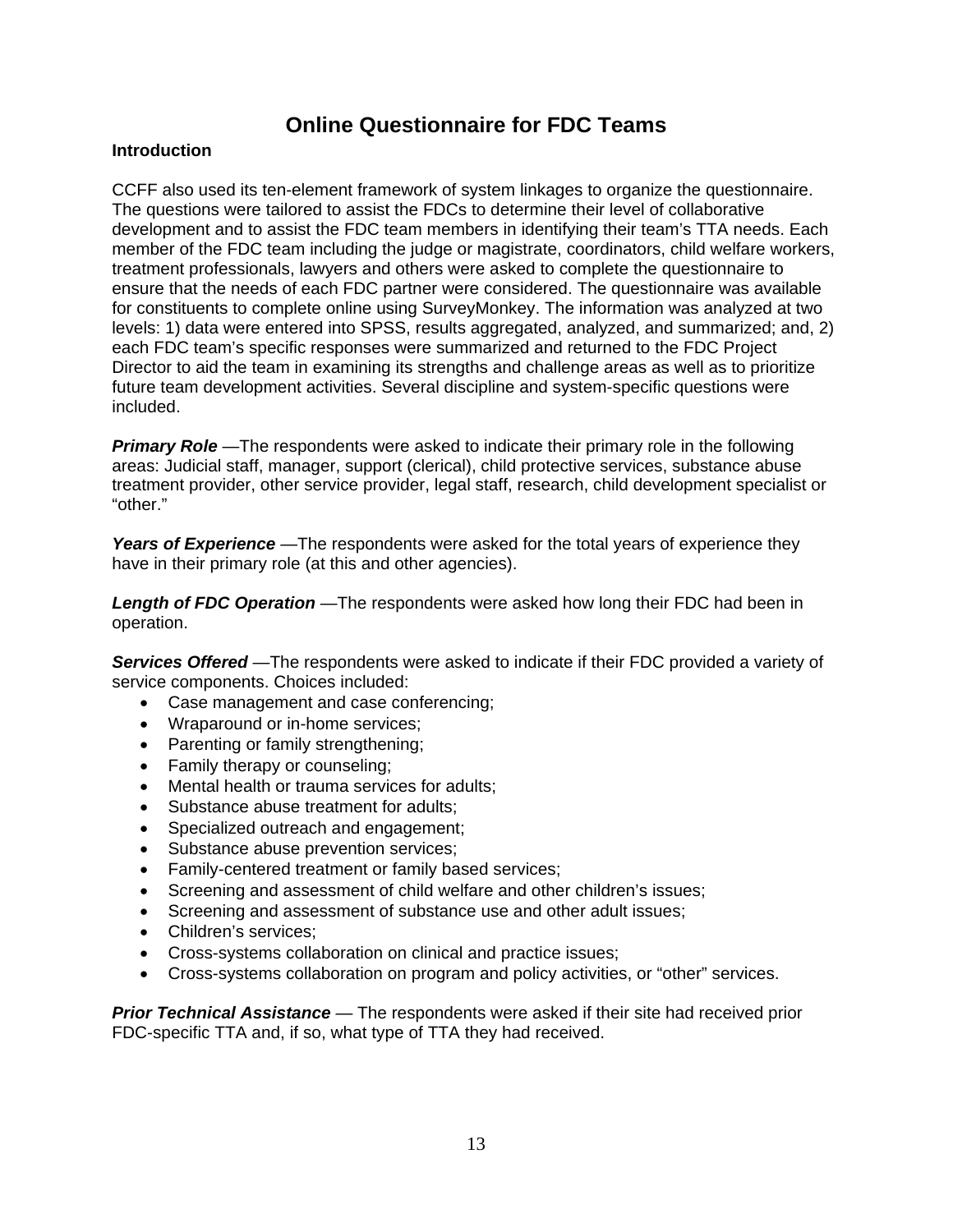# Online Questionnaire for FDC Teams

**Introduction**

CCFF also used its ten-element framework of system linkages to organize the questionnaire. The questions were tailored to assist the FDCs to determine their level of collaborative development and to assist the FDC team members in identifying their team's TTA needs. Each member of the FDC team including the judge or magistrate, coordinators, child welfare workers, treatment professionals, lawyers and others were asked to complete the questionnaire to ensure that the needs of each FDC partner were considered. The questionnaire was available for constituents to complete online using SurveyMonkey. The information was analyzed at two levels: 1) data were entered into SPSS, results aggregated, analyzed, and summarized; and, 2) each FDC team's specific responses were summarized and returned to the FDC Project Director to aid the team in examining its strengths and challenge areas as well as to prioritize future team development activities. Several discipline and system-specific questions were included.

***Primary Role*** —The respondents were asked to indicate their primary role in the following areas: Judicial staff, manager, support (clerical), child protective services, substance abuse treatment provider, other service provider, legal staff, research, child development specialist or "other."

***Years of Experience*** —The respondents were asked for the total years of experience they have in their primary role (at this and other agencies).

***Length of FDC Operation*** —The respondents were asked how long their FDC had been in operation.

***Services Offered*** —The respondents were asked to indicate if their FDC provided a variety of service components. Choices included:

- Case management and case conferencing;
- Wraparound or in-home services;
- Parenting or family strengthening;
- Family therapy or counseling;
- Mental health or trauma services for adults;
- Substance abuse treatment for adults;
- Specialized outreach and engagement;
- Substance abuse prevention services;
- Family-centered treatment or family based services;
- Screening and assessment of child welfare and other children's issues;
- Screening and assessment of substance use and other adult issues;
- Children's services;
- Cross-systems collaboration on clinical and practice issues;
- Cross-systems collaboration on program and policy activities, or "other" services.

***Prior Technical Assistance*** — The respondents were asked if their site had received prior FDC-specific TTA and, if so, what type of TTA they had received.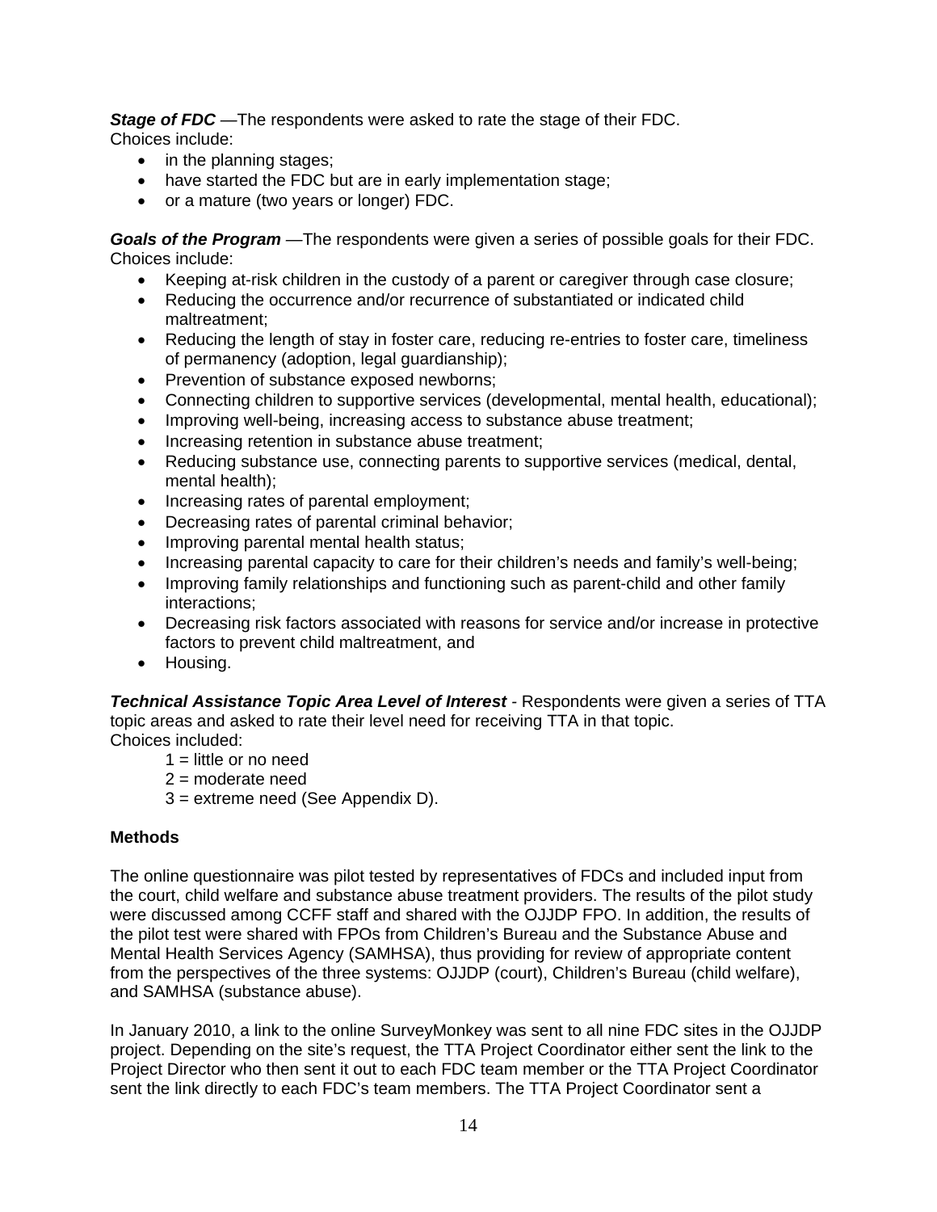***Stage of FDC*** —The respondents were asked to rate the stage of their FDC.
Choices include:

- in the planning stages;
- have started the FDC but are in early implementation stage;
- or a mature (two years or longer) FDC.

***Goals of the Program*** —The respondents were given a series of possible goals for their FDC. Choices include:

- Keeping at-risk children in the custody of a parent or caregiver through case closure;
- Reducing the occurrence and/or recurrence of substantiated or indicated child maltreatment;
- Reducing the length of stay in foster care, reducing re-entries to foster care, timeliness of permanency (adoption, legal guardianship);
- Prevention of substance exposed newborns;
- Connecting children to supportive services (developmental, mental health, educational);
- Improving well-being, increasing access to substance abuse treatment;
- Increasing retention in substance abuse treatment;
- Reducing substance use, connecting parents to supportive services (medical, dental, mental health);
- Increasing rates of parental employment;
- Decreasing rates of parental criminal behavior;
- Improving parental mental health status;
- Increasing parental capacity to care for their children's needs and family's well-being;
- Improving family relationships and functioning such as parent-child and other family interactions;
- Decreasing risk factors associated with reasons for service and/or increase in protective factors to prevent child maltreatment, and
- Housing.

***Technical Assistance Topic Area Level of Interest*** - Respondents were given a series of TTA topic areas and asked to rate their level need for receiving TTA in that topic.
Choices included:

1 = little or no need
2 = moderate need
3 = extreme need (See Appendix D).

**Methods**

The online questionnaire was pilot tested by representatives of FDCs and included input from the court, child welfare and substance abuse treatment providers. The results of the pilot study were discussed among CCFF staff and shared with the OJJDP FPO. In addition, the results of the pilot test were shared with FPOs from Children's Bureau and the Substance Abuse and Mental Health Services Agency (SAMHSA), thus providing for review of appropriate content from the perspectives of the three systems: OJJDP (court), Children's Bureau (child welfare), and SAMHSA (substance abuse).

In January 2010, a link to the online SurveyMonkey was sent to all nine FDC sites in the OJJDP project. Depending on the site's request, the TTA Project Coordinator either sent the link to the Project Director who then sent it out to each FDC team member or the TTA Project Coordinator sent the link directly to each FDC's team members. The TTA Project Coordinator sent a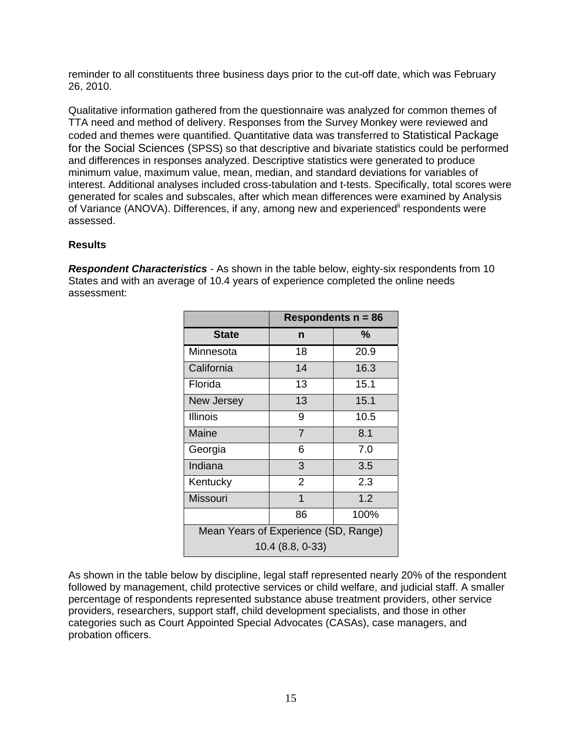reminder to all constituents three business days prior to the cut-off date, which was February 26, 2010.

Qualitative information gathered from the questionnaire was analyzed for common themes of TTA need and method of delivery. Responses from the Survey Monkey were reviewed and coded and themes were quantified. Quantitative data was transferred to Statistical Package for the Social Sciences (SPSS) so that descriptive and bivariate statistics could be performed and differences in responses analyzed. Descriptive statistics were generated to produce minimum value, maximum value, mean, median, and standard deviations for variables of interest. Additional analyses included cross-tabulation and t-tests. Specifically, total scores were generated for scales and subscales, after which mean differences were examined by Analysis of Variance (ANOVA). Differences, if any, among new and experienced[ii] respondents were assessed.

**Results**

***Respondent Characteristics*** - As shown in the table below, eighty-six respondents from 10 States and with an average of 10.4 years of experience completed the online needs assessment:

| | **Respondents n = 86** | |
|---|---|---|
| **State** | **n** | **%** |
| Minnesota | 18 | 20.9 |
| California | 14 | 16.3 |
| Florida | 13 | 15.1 |
| New Jersey | 13 | 15.1 |
| Illinois | 9 | 10.5 |
| Maine | 7 | 8.1 |
| Georgia | 6 | 7.0 |
| Indiana | 3 | 3.5 |
| Kentucky | 2 | 2.3 |
| Missouri | 1 | 1.2 |
| | 86 | 100% |
| Mean Years of Experience (SD, Range) 10.4 (8.8, 0-33) | | |

As shown in the table below by discipline, legal staff represented nearly 20% of the respondent followed by management, child protective services or child welfare, and judicial staff. A smaller percentage of respondents represented substance abuse treatment providers, other service providers, researchers, support staff, child development specialists, and those in other categories such as Court Appointed Special Advocates (CASAs), case managers, and probation officers.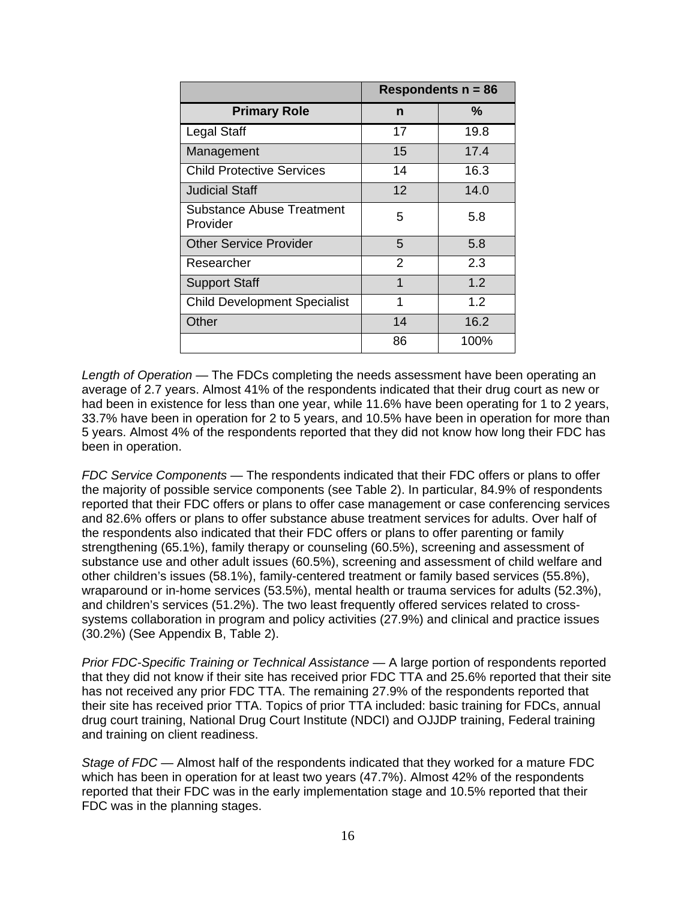| | Respondents n = 86 | |
|---|---|---|
| **Primary Role** | **n** | **%** |
| Legal Staff | 17 | 19.8 |
| Management | 15 | 17.4 |
| Child Protective Services | 14 | 16.3 |
| Judicial Staff | 12 | 14.0 |
| Substance Abuse Treatment Provider | 5 | 5.8 |
| Other Service Provider | 5 | 5.8 |
| Researcher | 2 | 2.3 |
| Support Staff | 1 | 1.2 |
| Child Development Specialist | 1 | 1.2 |
| Other | 14 | 16.2 |
| | 86 | 100% |

*Length of Operation* — The FDCs completing the needs assessment have been operating an average of 2.7 years. Almost 41% of the respondents indicated that their drug court as new or had been in existence for less than one year, while 11.6% have been operating for 1 to 2 years, 33.7% have been in operation for 2 to 5 years, and 10.5% have been in operation for more than 5 years. Almost 4% of the respondents reported that they did not know how long their FDC has been in operation.

*FDC Service Components* — The respondents indicated that their FDC offers or plans to offer the majority of possible service components (see Table 2). In particular, 84.9% of respondents reported that their FDC offers or plans to offer case management or case conferencing services and 82.6% offers or plans to offer substance abuse treatment services for adults. Over half of the respondents also indicated that their FDC offers or plans to offer parenting or family strengthening (65.1%), family therapy or counseling (60.5%), screening and assessment of substance use and other adult issues (60.5%), screening and assessment of child welfare and other children's issues (58.1%), family-centered treatment or family based services (55.8%), wraparound or in-home services (53.5%), mental health or trauma services for adults (52.3%), and children's services (51.2%). The two least frequently offered services related to cross-systems collaboration in program and policy activities (27.9%) and clinical and practice issues (30.2%) (See Appendix B, Table 2).

*Prior FDC-Specific Training or Technical Assistance* — A large portion of respondents reported that they did not know if their site has received prior FDC TTA and 25.6% reported that their site has not received any prior FDC TTA. The remaining 27.9% of the respondents reported that their site has received prior TTA. Topics of prior TTA included: basic training for FDCs, annual drug court training, National Drug Court Institute (NDCI) and OJJDP training, Federal training and training on client readiness.

*Stage of FDC* — Almost half of the respondents indicated that they worked for a mature FDC which has been in operation for at least two years (47.7%). Almost 42% of the respondents reported that their FDC was in the early implementation stage and 10.5% reported that their FDC was in the planning stages.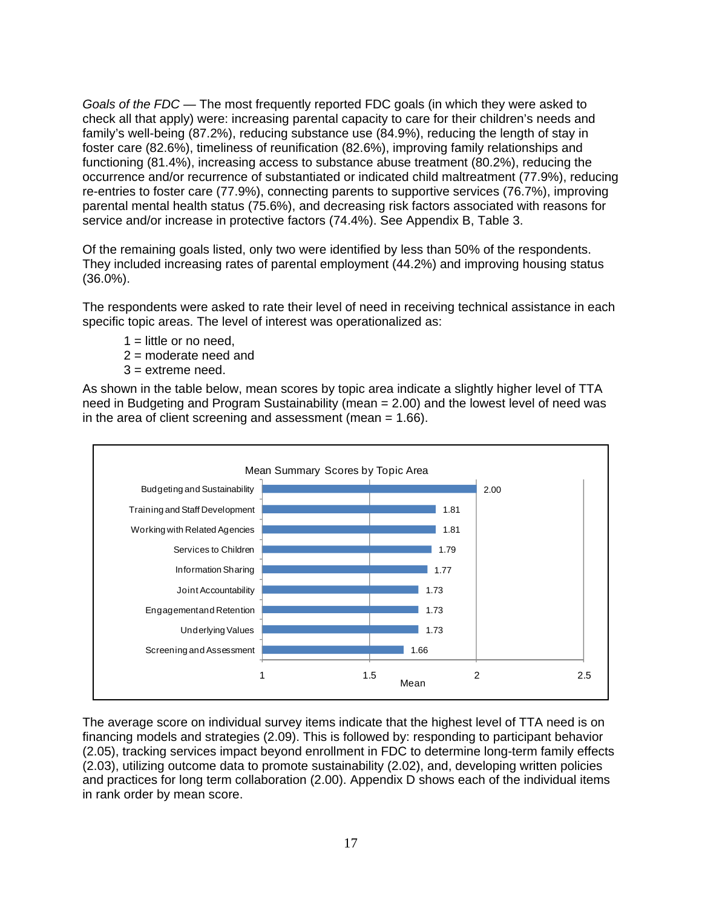*Goals of the FDC* — The most frequently reported FDC goals (in which they were asked to check all that apply) were: increasing parental capacity to care for their children's needs and family's well-being (87.2%), reducing substance use (84.9%), reducing the length of stay in foster care (82.6%), timeliness of reunification (82.6%), improving family relationships and functioning (81.4%), increasing access to substance abuse treatment (80.2%), reducing the occurrence and/or recurrence of substantiated or indicated child maltreatment (77.9%), reducing re-entries to foster care (77.9%), connecting parents to supportive services (76.7%), improving parental mental health status (75.6%), and decreasing risk factors associated with reasons for service and/or increase in protective factors (74.4%). See Appendix B, Table 3.

Of the remaining goals listed, only two were identified by less than 50% of the respondents. They included increasing rates of parental employment (44.2%) and improving housing status (36.0%).

The respondents were asked to rate their level of need in receiving technical assistance in each specific topic areas. The level of interest was operationalized as:

1 = little or no need,
2 = moderate need and
3 = extreme need.

As shown in the table below, mean scores by topic area indicate a slightly higher level of TTA need in Budgeting and Program Sustainability (mean = 2.00) and the lowest level of need was in the area of client screening and assessment (mean = 1.66).

**Mean Summary Scores by Topic Area**

| Topic Area | Mean |
| --- | --- |
| Budgeting and Sustainability | 2.00 |
| Training and Staff Development | 1.81 |
| Working with Related Agencies | 1.81 |
| Services to Children | 1.79 |
| Information Sharing | 1.77 |
| Joint Accountability | 1.73 |
| Engagement and Retention | 1.73 |
| Underlying Values | 1.73 |
| Screening and Assessment | 1.66 |

The average score on individual survey items indicate that the highest level of TTA need is on financing models and strategies (2.09). This is followed by: responding to participant behavior (2.05), tracking services impact beyond enrollment in FDC to determine long-term family effects (2.03), utilizing outcome data to promote sustainability (2.02), and, developing written policies and practices for long term collaboration (2.00). Appendix D shows each of the individual items in rank order by mean score.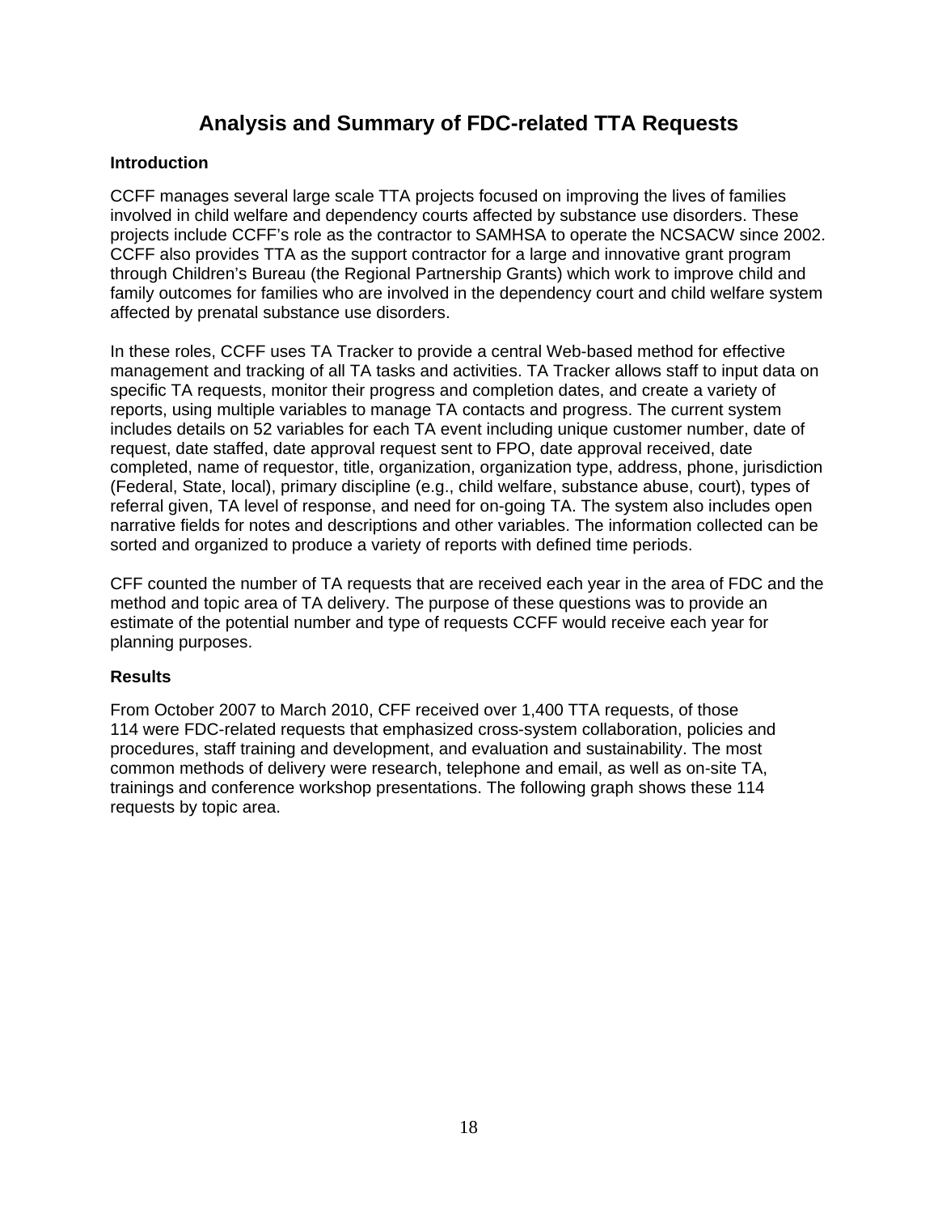# Analysis and Summary of FDC-related TTA Requests

### Introduction

CCFF manages several large scale TTA projects focused on improving the lives of families involved in child welfare and dependency courts affected by substance use disorders. These projects include CCFF's role as the contractor to SAMHSA to operate the NCSACW since 2002. CCFF also provides TTA as the support contractor for a large and innovative grant program through Children's Bureau (the Regional Partnership Grants) which work to improve child and family outcomes for families who are involved in the dependency court and child welfare system affected by prenatal substance use disorders.

In these roles, CCFF uses TA Tracker to provide a central Web-based method for effective management and tracking of all TA tasks and activities. TA Tracker allows staff to input data on specific TA requests, monitor their progress and completion dates, and create a variety of reports, using multiple variables to manage TA contacts and progress. The current system includes details on 52 variables for each TA event including unique customer number, date of request, date staffed, date approval request sent to FPO, date approval received, date completed, name of requestor, title, organization, organization type, address, phone, jurisdiction (Federal, State, local), primary discipline (e.g., child welfare, substance abuse, court), types of referral given, TA level of response, and need for on-going TA. The system also includes open narrative fields for notes and descriptions and other variables. The information collected can be sorted and organized to produce a variety of reports with defined time periods.

CFF counted the number of TA requests that are received each year in the area of FDC and the method and topic area of TA delivery. The purpose of these questions was to provide an estimate of the potential number and type of requests CCFF would receive each year for planning purposes.

### Results

From October 2007 to March 2010, CFF received over 1,400 TTA requests, of those 114 were FDC-related requests that emphasized cross-system collaboration, policies and procedures, staff training and development, and evaluation and sustainability. The most common methods of delivery were research, telephone and email, as well as on-site TA, trainings and conference workshop presentations. The following graph shows these 114 requests by topic area.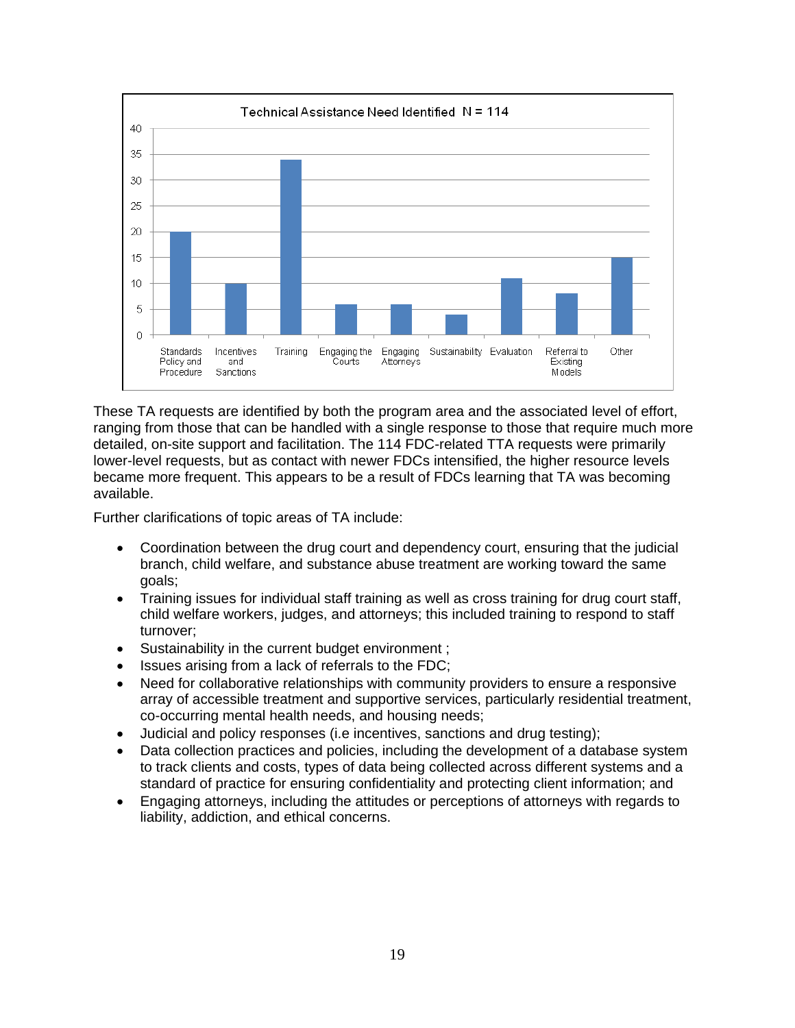**Technical Assistance Need Identified N = 114**

| Standards Policy and Procedure | Incentives and Sanctions | Training | Engaging the Courts | Engaging Attorneys | Sustainability | Evaluation | Referral to Existing Models | Other |
|---|---|---|---|---|---|---|---|---|
| 20 | 10 | 34 | 6 | 6 | 4 | 11 | 8 | 15 |

These TA requests are identified by both the program area and the associated level of effort, ranging from those that can be handled with a single response to those that require much more detailed, on-site support and facilitation. The 114 FDC-related TTA requests were primarily lower-level requests, but as contact with newer FDCs intensified, the higher resource levels became more frequent. This appears to be a result of FDCs learning that TA was becoming available.

Further clarifications of topic areas of TA include:

- Coordination between the drug court and dependency court, ensuring that the judicial branch, child welfare, and substance abuse treatment are working toward the same goals;
- Training issues for individual staff training as well as cross training for drug court staff, child welfare workers, judges, and attorneys; this included training to respond to staff turnover;
- Sustainability in the current budget environment ;
- Issues arising from a lack of referrals to the FDC;
- Need for collaborative relationships with community providers to ensure a responsive array of accessible treatment and supportive services, particularly residential treatment, co-occurring mental health needs, and housing needs;
- Judicial and policy responses (i.e incentives, sanctions and drug testing);
- Data collection practices and policies, including the development of a database system to track clients and costs, types of data being collected across different systems and a standard of practice for ensuring confidentiality and protecting client information; and
- Engaging attorneys, including the attitudes or perceptions of attorneys with regards to liability, addiction, and ethical concerns.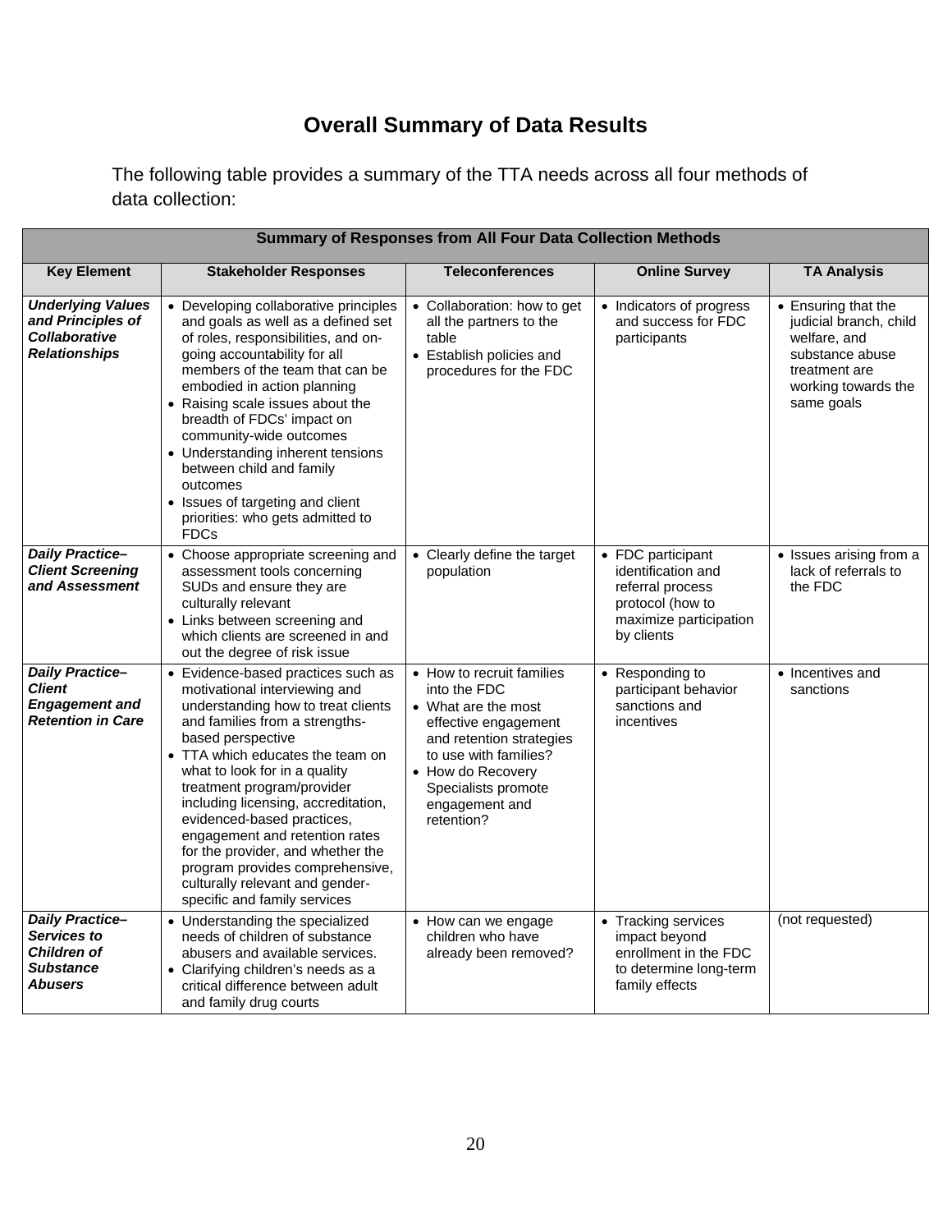# Overall Summary of Data Results

The following table provides a summary of the TTA needs across all four methods of data collection:

| Summary of Responses from All Four Data Collection Methods | | | | |
|---|---|---|---|---|
| **Key Element** | **Stakeholder Responses** | **Teleconferences** | **Online Survey** | **TA Analysis** |
| ***Underlying Values and Principles of Collaborative Relationships*** | • Developing collaborative principles and goals as well as a defined set of roles, responsibilities, and on-going accountability for all members of the team that can be embodied in action planning<br>• Raising scale issues about the breadth of FDCs' impact on community-wide outcomes<br>• Understanding inherent tensions between child and family outcomes<br>• Issues of targeting and client priorities: who gets admitted to FDCs | • Collaboration: how to get all the partners to the table<br>• Establish policies and procedures for the FDC | • Indicators of progress and success for FDC participants | • Ensuring that the judicial branch, child welfare, and substance abuse treatment are working towards the same goals |
| ***Daily Practice–Client Screening and Assessment*** | • Choose appropriate screening and assessment tools concerning SUDs and ensure they are culturally relevant<br>• Links between screening and which clients are screened in and out the degree of risk issue | • Clearly define the target population | • FDC participant identification and referral process protocol (how to maximize participation by clients | • Issues arising from a lack of referrals to the FDC |
| ***Daily Practice–Client Engagement and Retention in Care*** | • Evidence-based practices such as motivational interviewing and understanding how to treat clients and families from a strengths-based perspective<br>• TTA which educates the team on what to look for in a quality treatment program/provider including licensing, accreditation, evidenced-based practices, engagement and retention rates for the provider, and whether the program provides comprehensive, culturally relevant and gender-specific and family services | • How to recruit families into the FDC<br>• What are the most effective engagement and retention strategies to use with families?<br>• How do Recovery Specialists promote engagement and retention? | • Responding to participant behavior sanctions and incentives | • Incentives and sanctions |
| ***Daily Practice–Services to Children of Substance Abusers*** | • Understanding the specialized needs of children of substance abusers and available services.<br>• Clarifying children's needs as a critical difference between adult and family drug courts | • How can we engage children who have already been removed? | • Tracking services impact beyond enrollment in the FDC to determine long-term family effects | (not requested) |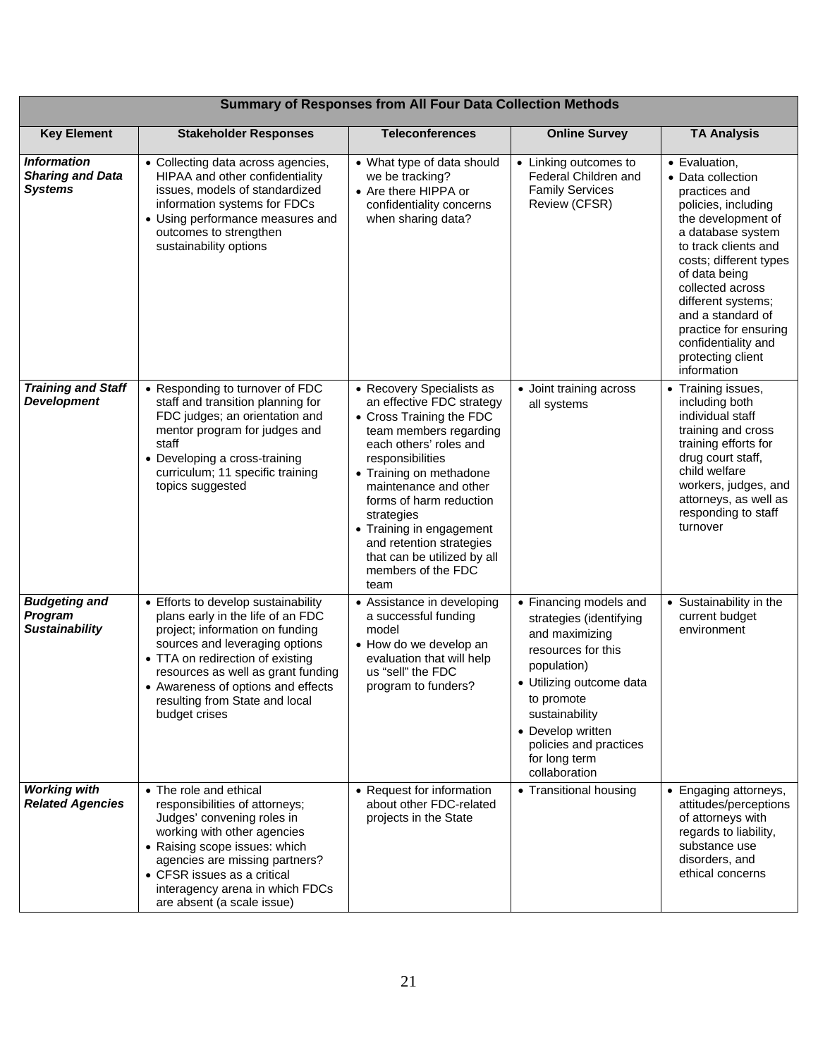| Summary of Responses from All Four Data Collection Methods | | | | |
|---|---|---|---|---|
| **Key Element** | **Stakeholder Responses** | **Teleconferences** | **Online Survey** | **TA Analysis** |
| ***Information Sharing and Data Systems*** | • Collecting data across agencies, HIPAA and other confidentiality issues, models of standardized information systems for FDCs<br>• Using performance measures and outcomes to strengthen sustainability options | • What type of data should we be tracking?<br>• Are there HIPPA or confidentiality concerns when sharing data? | • Linking outcomes to Federal Children and Family Services Review (CFSR) | • Evaluation,<br>• Data collection practices and policies, including the development of a database system to track clients and costs; different types of data being collected across different systems; and a standard of practice for ensuring confidentiality and protecting client information |
| ***Training and Staff Development*** | • Responding to turnover of FDC staff and transition planning for FDC judges; an orientation and mentor program for judges and staff<br>• Developing a cross-training curriculum; 11 specific training topics suggested | • Recovery Specialists as an effective FDC strategy<br>• Cross Training the FDC team members regarding each others' roles and responsibilities<br>• Training on methadone maintenance and other forms of harm reduction strategies<br>• Training in engagement and retention strategies that can be utilized by all members of the FDC team | • Joint training across all systems | • Training issues, including both individual staff training and cross training efforts for drug court staff, child welfare workers, judges, and attorneys, as well as responding to staff turnover |
| ***Budgeting and Program Sustainability*** | • Efforts to develop sustainability plans early in the life of an FDC project; information on funding sources and leveraging options<br>• TTA on redirection of existing resources as well as grant funding<br>• Awareness of options and effects resulting from State and local budget crises | • Assistance in developing a successful funding model<br>• How do we develop an evaluation that will help us "sell" the FDC program to funders? | • Financing models and strategies (identifying and maximizing resources for this population)<br>• Utilizing outcome data to promote sustainability<br>• Develop written policies and practices for long term collaboration | • Sustainability in the current budget environment |
| ***Working with Related Agencies*** | • The role and ethical responsibilities of attorneys; Judges' convening roles in working with other agencies<br>• Raising scope issues: which agencies are missing partners?<br>• CFSR issues as a critical interagency arena in which FDCs are absent (a scale issue) | • Request for information about other FDC-related projects in the State | • Transitional housing | • Engaging attorneys, attitudes/perceptions of attorneys with regards to liability, substance use disorders, and ethical concerns |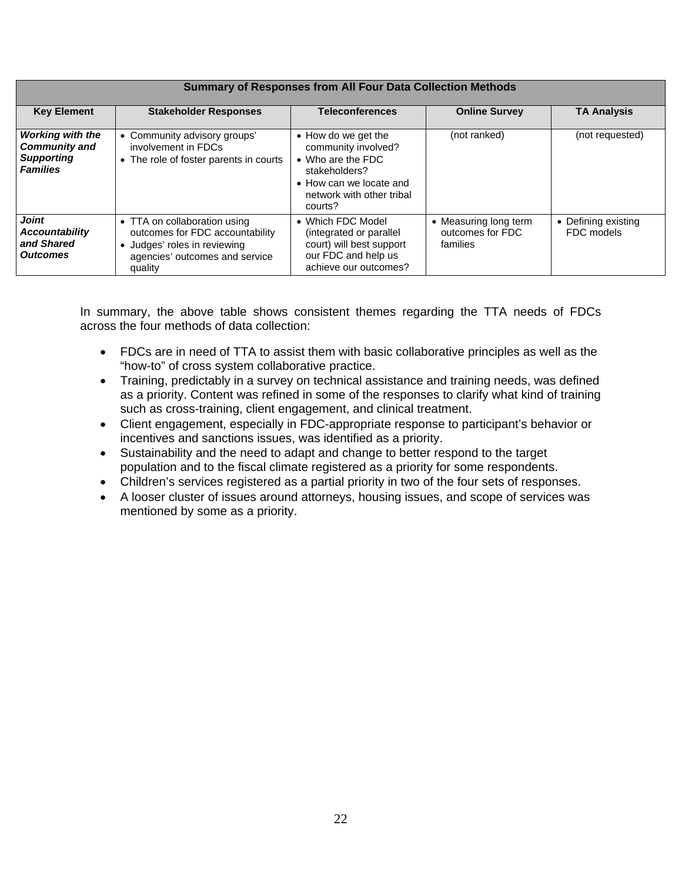| Summary of Responses from All Four Data Collection Methods | | | | |
|---|---|---|---|---|
| **Key Element** | **Stakeholder Responses** | **Teleconferences** | **Online Survey** | **TA Analysis** |
| ***Working with the Community and Supporting Families*** | • Community advisory groups' involvement in FDCs<br>• The role of foster parents in courts | • How do we get the community involved?<br>• Who are the FDC stakeholders?<br>• How can we locate and network with other tribal courts? | (not ranked) | (not requested) |
| ***Joint Accountability and Shared Outcomes*** | • TTA on collaboration using outcomes for FDC accountability<br>• Judges' roles in reviewing agencies' outcomes and service quality | • Which FDC Model (integrated or parallel court) will best support our FDC and help us achieve our outcomes? | • Measuring long term outcomes for FDC families | • Defining existing FDC models |

In summary, the above table shows consistent themes regarding the TTA needs of FDCs across the four methods of data collection:

- FDCs are in need of TTA to assist them with basic collaborative principles as well as the "how-to" of cross system collaborative practice.
- Training, predictably in a survey on technical assistance and training needs, was defined as a priority. Content was refined in some of the responses to clarify what kind of training such as cross-training, client engagement, and clinical treatment.
- Client engagement, especially in FDC-appropriate response to participant's behavior or incentives and sanctions issues, was identified as a priority.
- Sustainability and the need to adapt and change to better respond to the target population and to the fiscal climate registered as a priority for some respondents.
- Children's services registered as a partial priority in two of the four sets of responses.
- A looser cluster of issues around attorneys, housing issues, and scope of services was mentioned by some as a priority.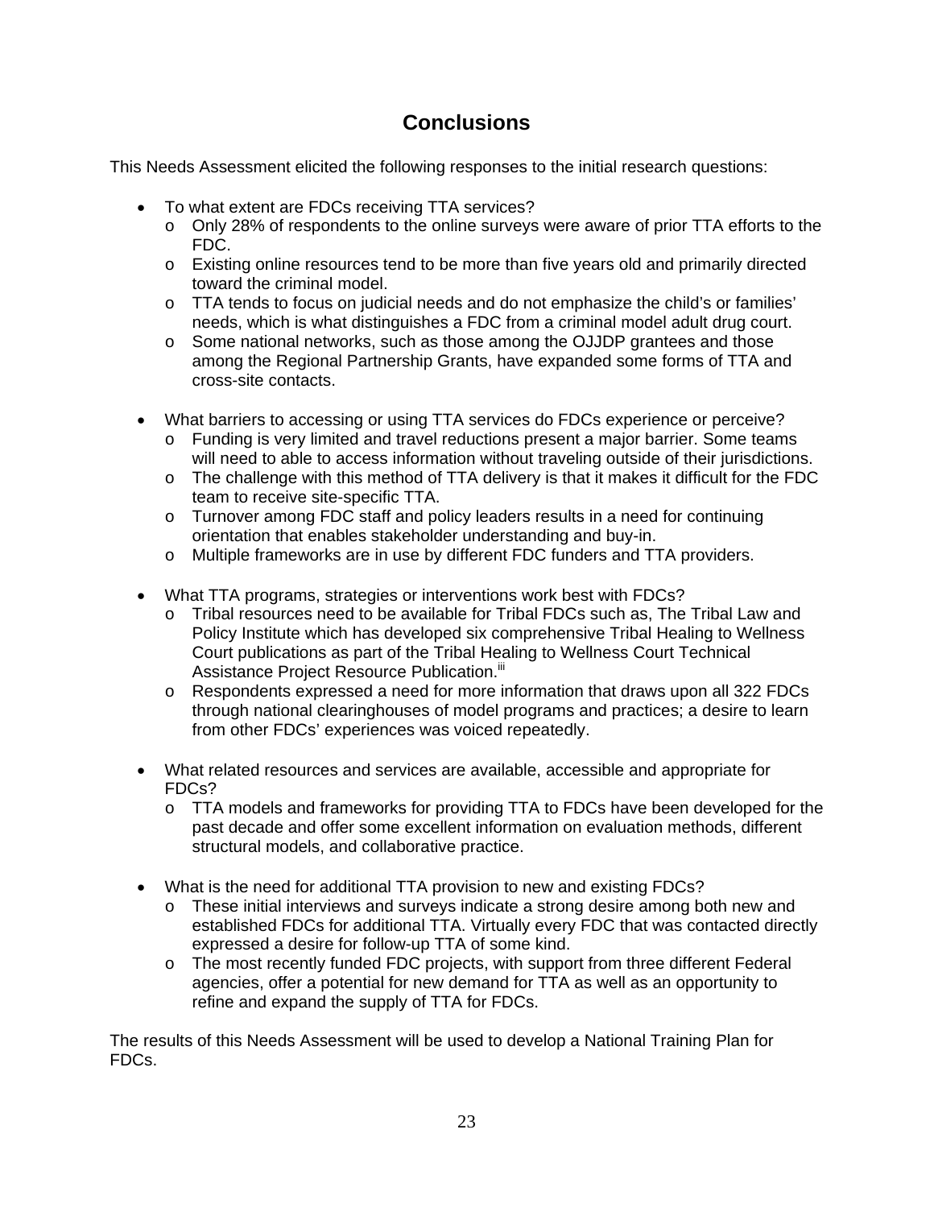# Conclusions

This Needs Assessment elicited the following responses to the initial research questions:

- To what extent are FDCs receiving TTA services?
  - Only 28% of respondents to the online surveys were aware of prior TTA efforts to the FDC.
  - Existing online resources tend to be more than five years old and primarily directed toward the criminal model.
  - TTA tends to focus on judicial needs and do not emphasize the child's or families' needs, which is what distinguishes a FDC from a criminal model adult drug court.
  - Some national networks, such as those among the OJJDP grantees and those among the Regional Partnership Grants, have expanded some forms of TTA and cross-site contacts.

- What barriers to accessing or using TTA services do FDCs experience or perceive?
  - Funding is very limited and travel reductions present a major barrier. Some teams will need to able to access information without traveling outside of their jurisdictions.
  - The challenge with this method of TTA delivery is that it makes it difficult for the FDC team to receive site-specific TTA.
  - Turnover among FDC staff and policy leaders results in a need for continuing orientation that enables stakeholder understanding and buy-in.
  - Multiple frameworks are in use by different FDC funders and TTA providers.

- What TTA programs, strategies or interventions work best with FDCs?
  - Tribal resources need to be available for Tribal FDCs such as, The Tribal Law and Policy Institute which has developed six comprehensive Tribal Healing to Wellness Court publications as part of the Tribal Healing to Wellness Court Technical Assistance Project Resource Publication.[iii]
  - Respondents expressed a need for more information that draws upon all 322 FDCs through national clearinghouses of model programs and practices; a desire to learn from other FDCs' experiences was voiced repeatedly.

- What related resources and services are available, accessible and appropriate for FDCs?
  - TTA models and frameworks for providing TTA to FDCs have been developed for the past decade and offer some excellent information on evaluation methods, different structural models, and collaborative practice.

- What is the need for additional TTA provision to new and existing FDCs?
  - These initial interviews and surveys indicate a strong desire among both new and established FDCs for additional TTA. Virtually every FDC that was contacted directly expressed a desire for follow-up TTA of some kind.
  - The most recently funded FDC projects, with support from three different Federal agencies, offer a potential for new demand for TTA as well as an opportunity to refine and expand the supply of TTA for FDCs.

The results of this Needs Assessment will be used to develop a National Training Plan for FDCs.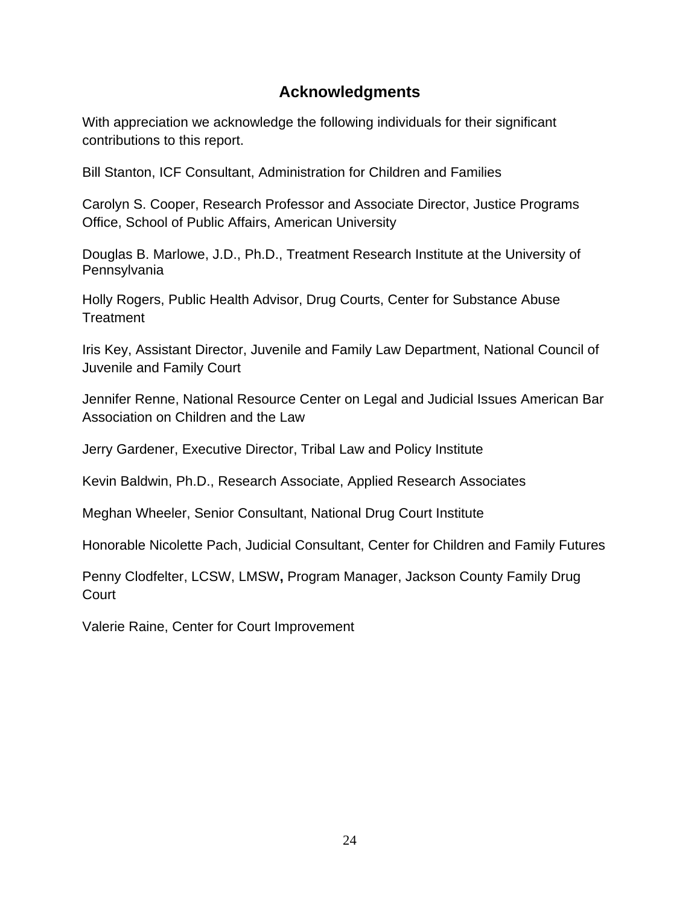## Acknowledgments

With appreciation we acknowledge the following individuals for their significant contributions to this report.

Bill Stanton, ICF Consultant, Administration for Children and Families

Carolyn S. Cooper, Research Professor and Associate Director, Justice Programs Office, School of Public Affairs, American University

Douglas B. Marlowe, J.D., Ph.D., Treatment Research Institute at the University of Pennsylvania

Holly Rogers, Public Health Advisor, Drug Courts, Center for Substance Abuse Treatment

Iris Key, Assistant Director, Juvenile and Family Law Department, National Council of Juvenile and Family Court

Jennifer Renne, National Resource Center on Legal and Judicial Issues American Bar Association on Children and the Law

Jerry Gardener, Executive Director, Tribal Law and Policy Institute

Kevin Baldwin, Ph.D., Research Associate, Applied Research Associates

Meghan Wheeler, Senior Consultant, National Drug Court Institute

Honorable Nicolette Pach, Judicial Consultant, Center for Children and Family Futures

Penny Clodfelter, LCSW, LMSW**,** Program Manager, Jackson County Family Drug Court

Valerie Raine, Center for Court Improvement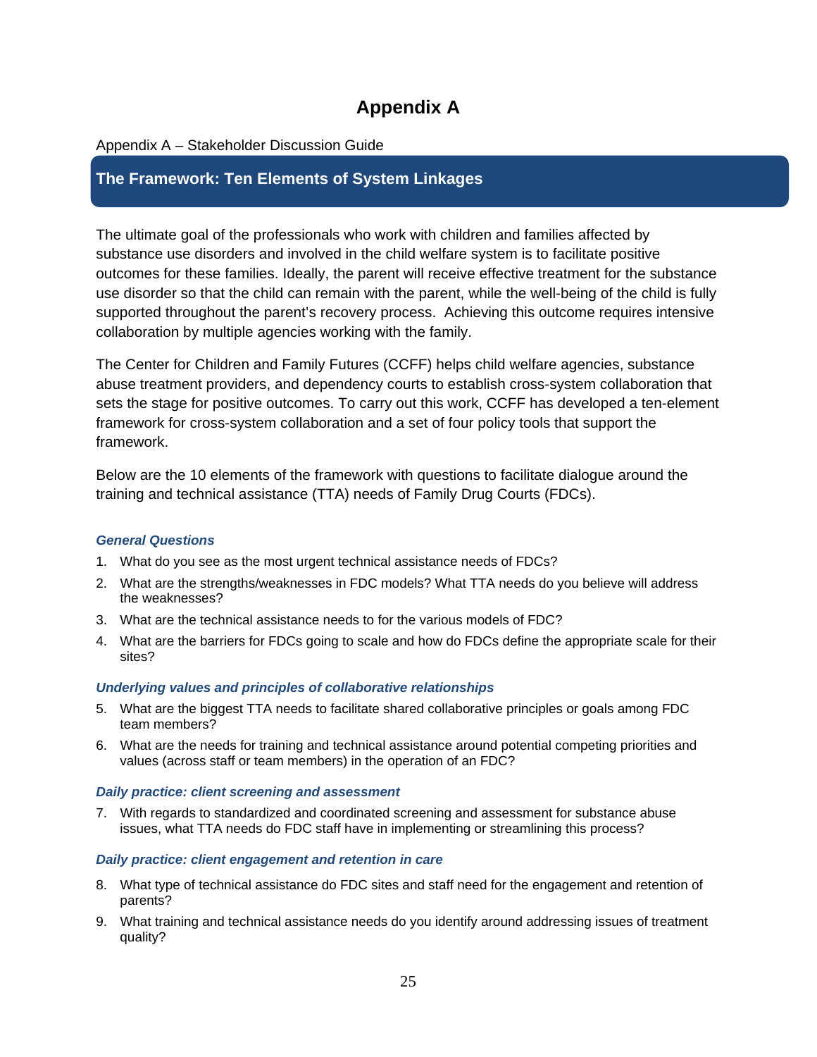# Appendix A

Appendix A – Stakeholder Discussion Guide

## The Framework: Ten Elements of System Linkages

The ultimate goal of the professionals who work with children and families affected by substance use disorders and involved in the child welfare system is to facilitate positive outcomes for these families. Ideally, the parent will receive effective treatment for the substance use disorder so that the child can remain with the parent, while the well-being of the child is fully supported throughout the parent's recovery process. Achieving this outcome requires intensive collaboration by multiple agencies working with the family.

The Center for Children and Family Futures (CCFF) helps child welfare agencies, substance abuse treatment providers, and dependency courts to establish cross-system collaboration that sets the stage for positive outcomes. To carry out this work, CCFF has developed a ten-element framework for cross-system collaboration and a set of four policy tools that support the framework.

Below are the 10 elements of the framework with questions to facilitate dialogue around the training and technical assistance (TTA) needs of Family Drug Courts (FDCs).

### *General Questions*

1. What do you see as the most urgent technical assistance needs of FDCs?
2. What are the strengths/weaknesses in FDC models? What TTA needs do you believe will address the weaknesses?
3. What are the technical assistance needs to for the various models of FDC?
4. What are the barriers for FDCs going to scale and how do FDCs define the appropriate scale for their sites?

### *Underlying values and principles of collaborative relationships*

5. What are the biggest TTA needs to facilitate shared collaborative principles or goals among FDC team members?
6. What are the needs for training and technical assistance around potential competing priorities and values (across staff or team members) in the operation of an FDC?

### *Daily practice: client screening and assessment*

7. With regards to standardized and coordinated screening and assessment for substance abuse issues, what TTA needs do FDC staff have in implementing or streamlining this process?

### *Daily practice: client engagement and retention in care*

8. What type of technical assistance do FDC sites and staff need for the engagement and retention of parents?
9. What training and technical assistance needs do you identify around addressing issues of treatment quality?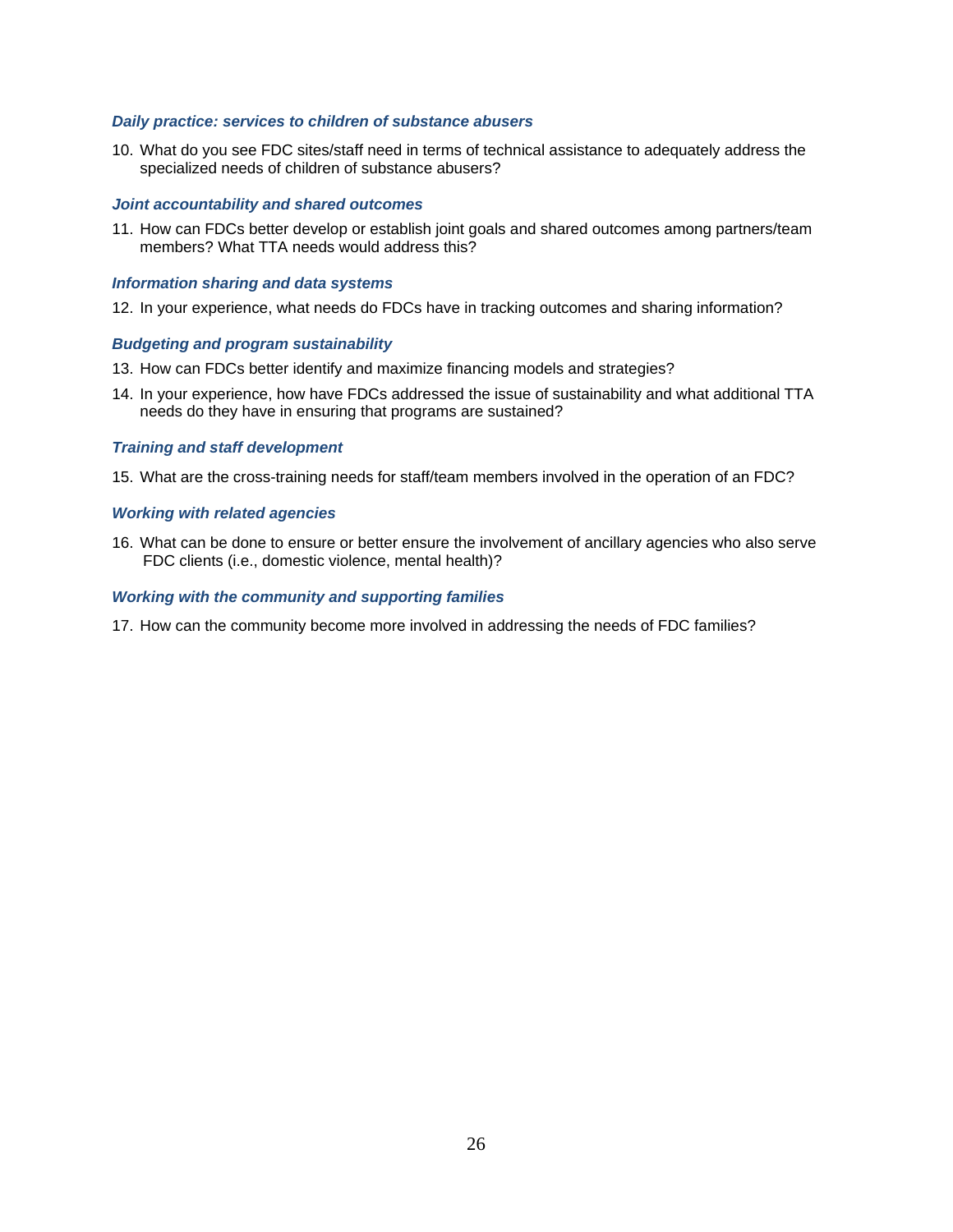***Daily practice: services to children of substance abusers***

10. What do you see FDC sites/staff need in terms of technical assistance to adequately address the specialized needs of children of substance abusers?

***Joint accountability and shared outcomes***

11. How can FDCs better develop or establish joint goals and shared outcomes among partners/team members? What TTA needs would address this?

***Information sharing and data systems***

12. In your experience, what needs do FDCs have in tracking outcomes and sharing information?

***Budgeting and program sustainability***

13. How can FDCs better identify and maximize financing models and strategies?
14. In your experience, how have FDCs addressed the issue of sustainability and what additional TTA needs do they have in ensuring that programs are sustained?

***Training and staff development***

15. What are the cross-training needs for staff/team members involved in the operation of an FDC?

***Working with related agencies***

16. What can be done to ensure or better ensure the involvement of ancillary agencies who also serve FDC clients (i.e., domestic violence, mental health)?

***Working with the community and supporting families***

17. How can the community become more involved in addressing the needs of FDC families?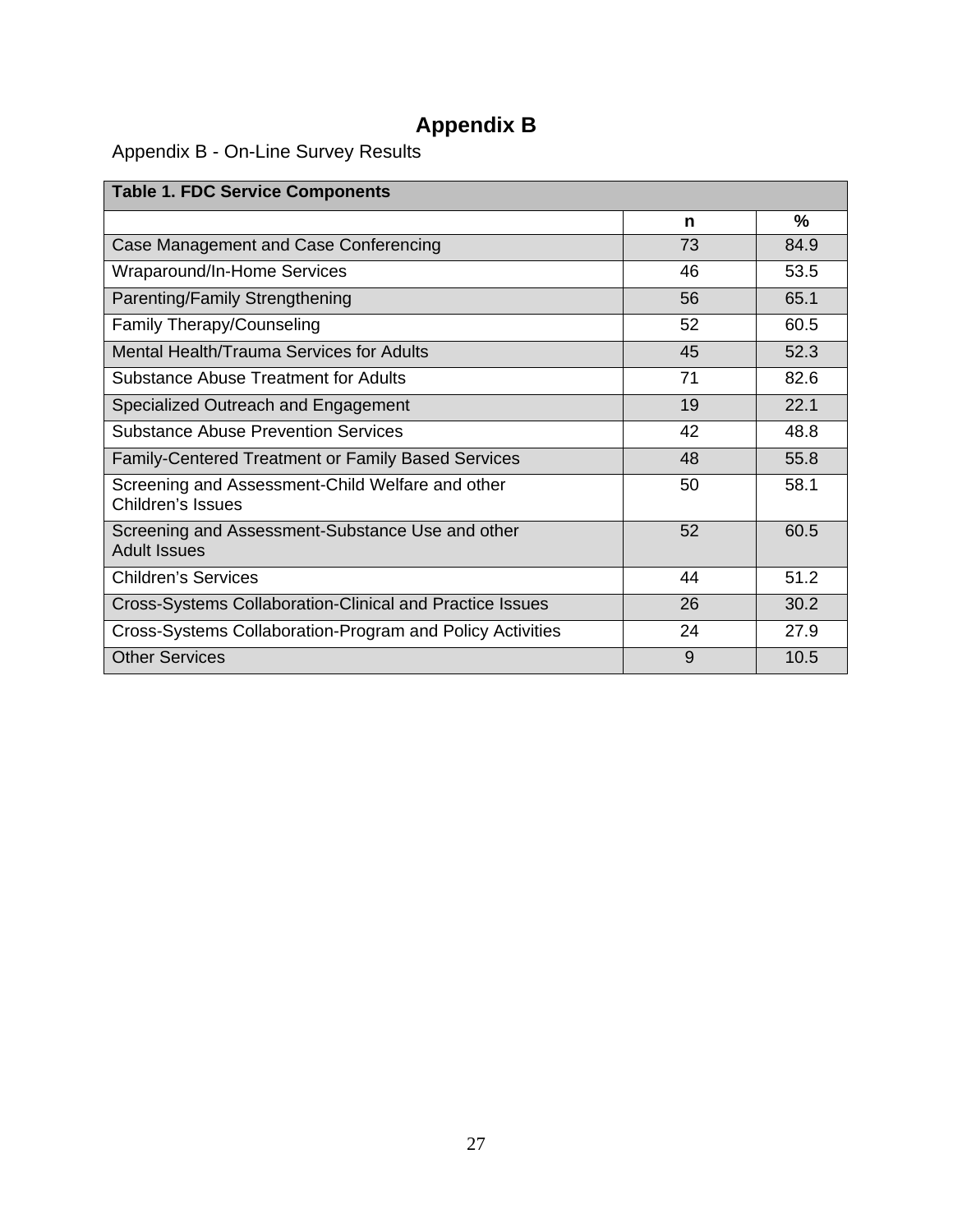# Appendix B

Appendix B - On-Line Survey Results

| Table 1. FDC Service Components | | |
|---|---|---|
| | **n** | **%** |
| Case Management and Case Conferencing | 73 | 84.9 |
| Wraparound/In-Home Services | 46 | 53.5 |
| Parenting/Family Strengthening | 56 | 65.1 |
| Family Therapy/Counseling | 52 | 60.5 |
| Mental Health/Trauma Services for Adults | 45 | 52.3 |
| Substance Abuse Treatment for Adults | 71 | 82.6 |
| Specialized Outreach and Engagement | 19 | 22.1 |
| Substance Abuse Prevention Services | 42 | 48.8 |
| Family-Centered Treatment or Family Based Services | 48 | 55.8 |
| Screening and Assessment-Child Welfare and other Children's Issues | 50 | 58.1 |
| Screening and Assessment-Substance Use and other Adult Issues | 52 | 60.5 |
| Children's Services | 44 | 51.2 |
| Cross-Systems Collaboration-Clinical and Practice Issues | 26 | 30.2 |
| Cross-Systems Collaboration-Program and Policy Activities | 24 | 27.9 |
| Other Services | 9 | 10.5 |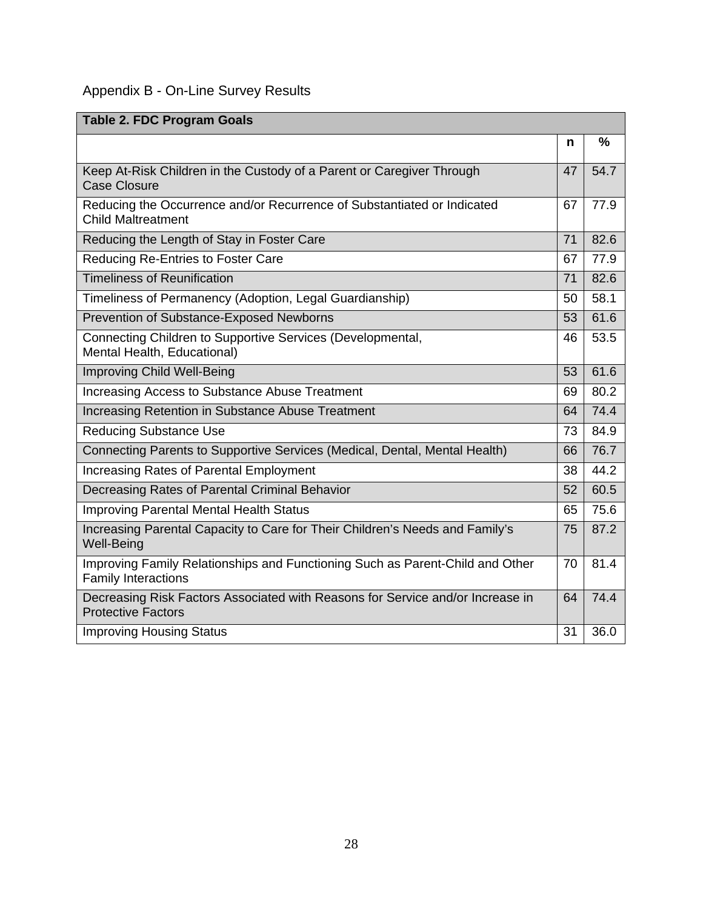Appendix B - On-Line Survey Results

| Table 2. FDC Program Goals | | |
|---|---|---|
| | **n** | **%** |
| Keep At-Risk Children in the Custody of a Parent or Caregiver Through Case Closure | 47 | 54.7 |
| Reducing the Occurrence and/or Recurrence of Substantiated or Indicated Child Maltreatment | 67 | 77.9 |
| Reducing the Length of Stay in Foster Care | 71 | 82.6 |
| Reducing Re-Entries to Foster Care | 67 | 77.9 |
| Timeliness of Reunification | 71 | 82.6 |
| Timeliness of Permanency (Adoption, Legal Guardianship) | 50 | 58.1 |
| Prevention of Substance-Exposed Newborns | 53 | 61.6 |
| Connecting Children to Supportive Services (Developmental, Mental Health, Educational) | 46 | 53.5 |
| Improving Child Well-Being | 53 | 61.6 |
| Increasing Access to Substance Abuse Treatment | 69 | 80.2 |
| Increasing Retention in Substance Abuse Treatment | 64 | 74.4 |
| Reducing Substance Use | 73 | 84.9 |
| Connecting Parents to Supportive Services (Medical, Dental, Mental Health) | 66 | 76.7 |
| Increasing Rates of Parental Employment | 38 | 44.2 |
| Decreasing Rates of Parental Criminal Behavior | 52 | 60.5 |
| Improving Parental Mental Health Status | 65 | 75.6 |
| Increasing Parental Capacity to Care for Their Children's Needs and Family's Well-Being | 75 | 87.2 |
| Improving Family Relationships and Functioning Such as Parent-Child and Other Family Interactions | 70 | 81.4 |
| Decreasing Risk Factors Associated with Reasons for Service and/or Increase in Protective Factors | 64 | 74.4 |
| Improving Housing Status | 31 | 36.0 |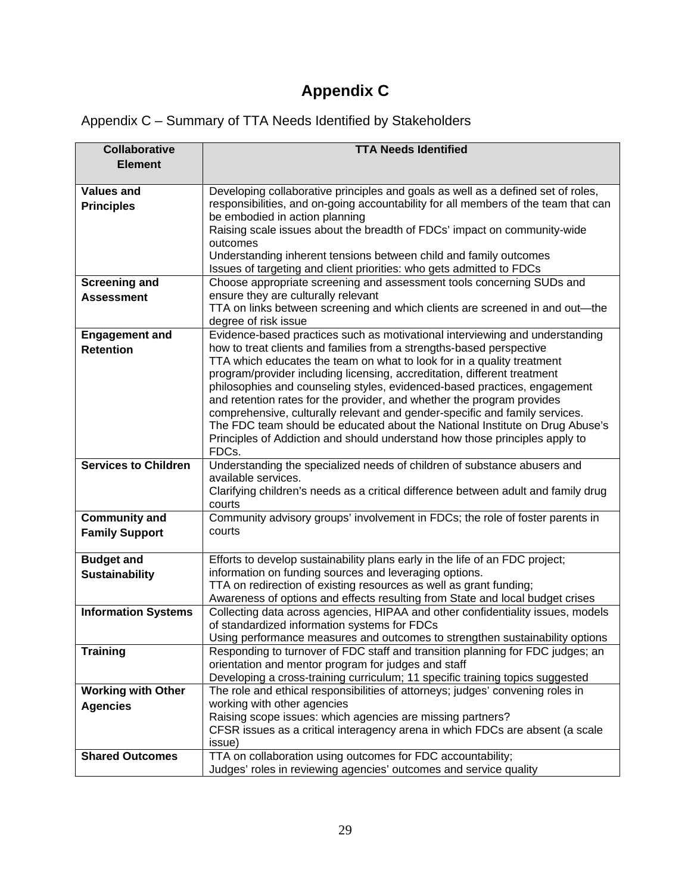# Appendix C

Appendix C – Summary of TTA Needs Identified by Stakeholders

| Collaborative Element | TTA Needs Identified |
|---|---|
| **Values and Principles** | Developing collaborative principles and goals as well as a defined set of roles, responsibilities, and on-going accountability for all members of the team that can be embodied in action planning<br>Raising scale issues about the breadth of FDCs' impact on community-wide outcomes<br>Understanding inherent tensions between child and family outcomes<br>Issues of targeting and client priorities: who gets admitted to FDCs |
| **Screening and Assessment** | Choose appropriate screening and assessment tools concerning SUDs and ensure they are culturally relevant<br>TTA on links between screening and which clients are screened in and out—the degree of risk issue |
| **Engagement and Retention** | Evidence-based practices such as motivational interviewing and understanding how to treat clients and families from a strengths-based perspective<br>TTA which educates the team on what to look for in a quality treatment program/provider including licensing, accreditation, different treatment philosophies and counseling styles, evidenced-based practices, engagement and retention rates for the provider, and whether the program provides comprehensive, culturally relevant and gender-specific and family services.<br>The FDC team should be educated about the National Institute on Drug Abuse's Principles of Addiction and should understand how those principles apply to FDCs. |
| **Services to Children** | Understanding the specialized needs of children of substance abusers and available services.<br>Clarifying children's needs as a critical difference between adult and family drug courts |
| **Community and Family Support** | Community advisory groups' involvement in FDCs; the role of foster parents in courts |
| **Budget and Sustainability** | Efforts to develop sustainability plans early in the life of an FDC project; information on funding sources and leveraging options.<br>TTA on redirection of existing resources as well as grant funding;<br>Awareness of options and effects resulting from State and local budget crises |
| **Information Systems** | Collecting data across agencies, HIPAA and other confidentiality issues, models of standardized information systems for FDCs<br>Using performance measures and outcomes to strengthen sustainability options |
| **Training** | Responding to turnover of FDC staff and transition planning for FDC judges; an orientation and mentor program for judges and staff<br>Developing a cross-training curriculum; 11 specific training topics suggested |
| **Working with Other Agencies** | The role and ethical responsibilities of attorneys; judges' convening roles in working with other agencies<br>Raising scope issues: which agencies are missing partners?<br>CFSR issues as a critical interagency arena in which FDCs are absent (a scale issue) |
| **Shared Outcomes** | TTA on collaboration using outcomes for FDC accountability;<br>Judges' roles in reviewing agencies' outcomes and service quality |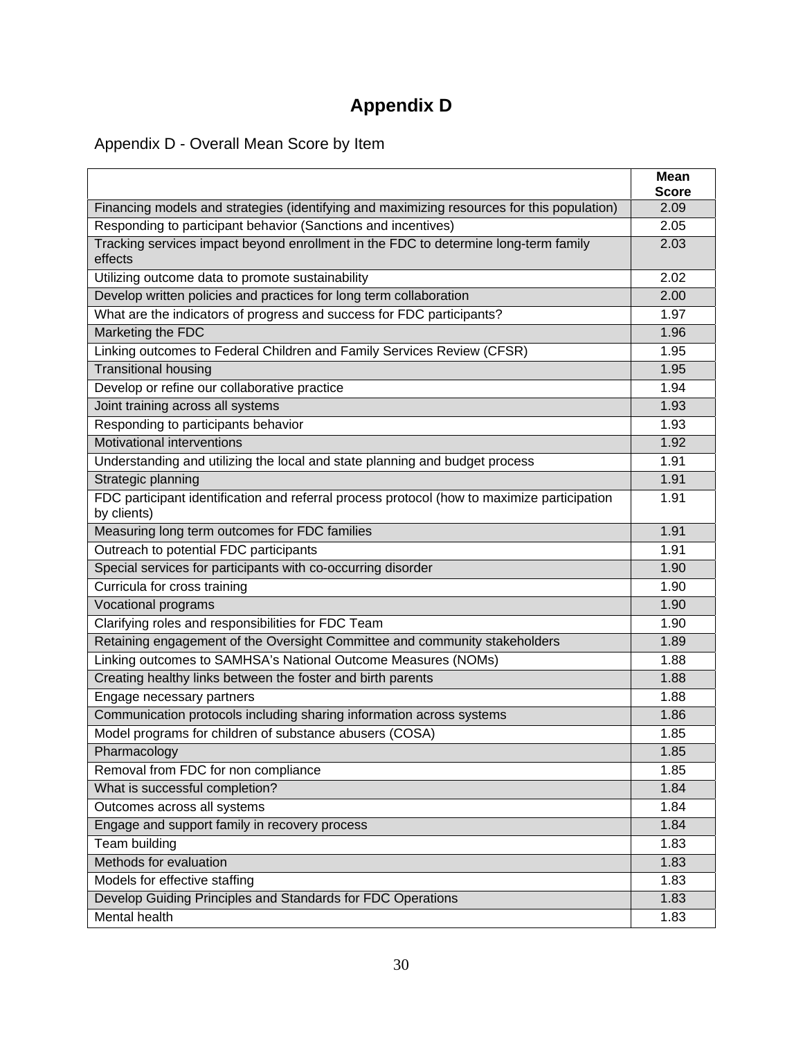# Appendix D

Appendix D - Overall Mean Score by Item

| | Mean Score |
|---|---|
| Financing models and strategies (identifying and maximizing resources for this population) | 2.09 |
| Responding to participant behavior (Sanctions and incentives) | 2.05 |
| Tracking services impact beyond enrollment in the FDC to determine long-term family effects | 2.03 |
| Utilizing outcome data to promote sustainability | 2.02 |
| Develop written policies and practices for long term collaboration | 2.00 |
| What are the indicators of progress and success for FDC participants? | 1.97 |
| Marketing the FDC | 1.96 |
| Linking outcomes to Federal Children and Family Services Review (CFSR) | 1.95 |
| Transitional housing | 1.95 |
| Develop or refine our collaborative practice | 1.94 |
| Joint training across all systems | 1.93 |
| Responding to participants behavior | 1.93 |
| Motivational interventions | 1.92 |
| Understanding and utilizing the local and state planning and budget process | 1.91 |
| Strategic planning | 1.91 |
| FDC participant identification and referral process protocol (how to maximize participation by clients) | 1.91 |
| Measuring long term outcomes for FDC families | 1.91 |
| Outreach to potential FDC participants | 1.91 |
| Special services for participants with co-occurring disorder | 1.90 |
| Curricula for cross training | 1.90 |
| Vocational programs | 1.90 |
| Clarifying roles and responsibilities for FDC Team | 1.90 |
| Retaining engagement of the Oversight Committee and community stakeholders | 1.89 |
| Linking outcomes to SAMHSA's National Outcome Measures (NOMs) | 1.88 |
| Creating healthy links between the foster and birth parents | 1.88 |
| Engage necessary partners | 1.88 |
| Communication protocols including sharing information across systems | 1.86 |
| Model programs for children of substance abusers (COSA) | 1.85 |
| Pharmacology | 1.85 |
| Removal from FDC for non compliance | 1.85 |
| What is successful completion? | 1.84 |
| Outcomes across all systems | 1.84 |
| Engage and support family in recovery process | 1.84 |
| Team building | 1.83 |
| Methods for evaluation | 1.83 |
| Models for effective staffing | 1.83 |
| Develop Guiding Principles and Standards for FDC Operations | 1.83 |
| Mental health | 1.83 |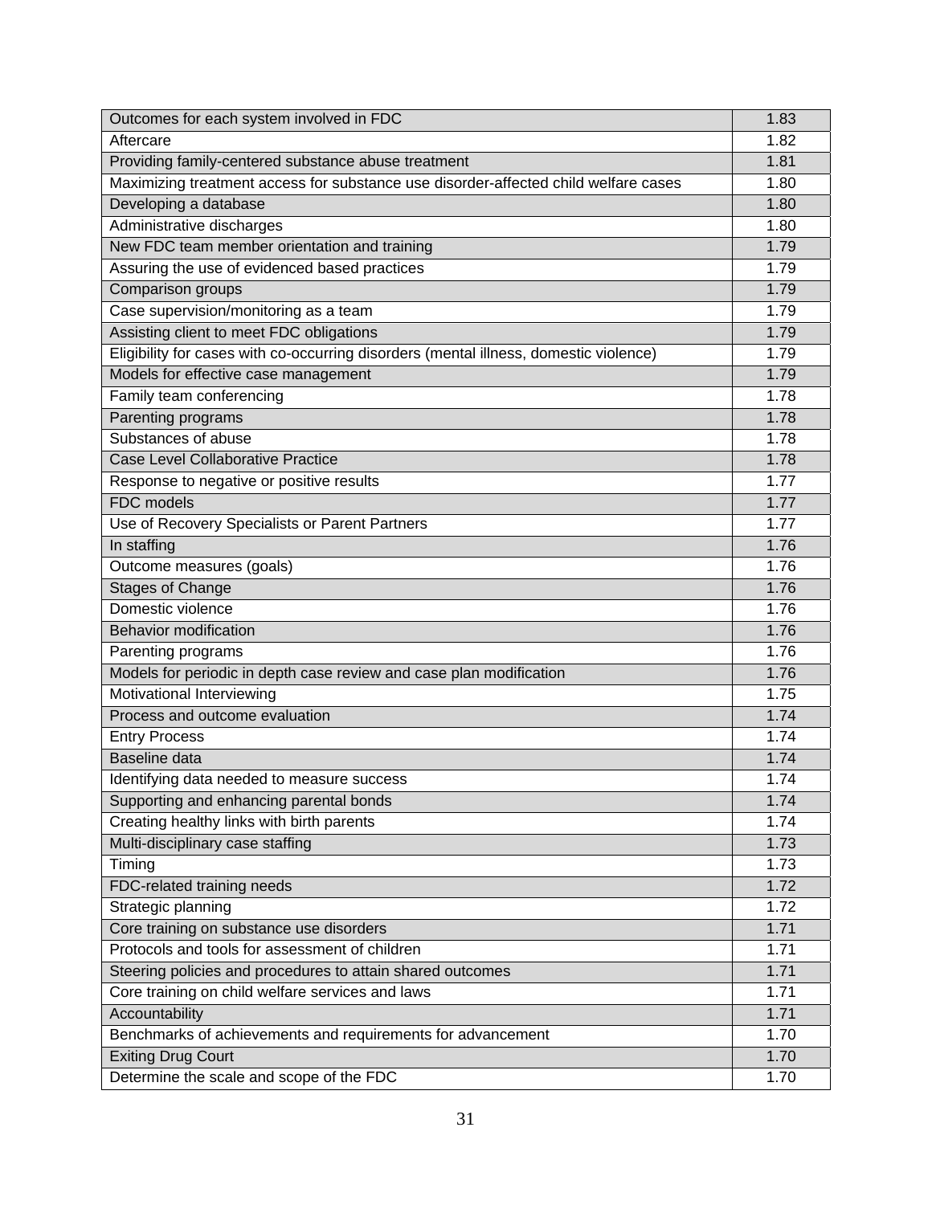| | |
|---|---|
| Outcomes for each system involved in FDC | 1.83 |
| Aftercare | 1.82 |
| Providing family-centered substance abuse treatment | 1.81 |
| Maximizing treatment access for substance use disorder-affected child welfare cases | 1.80 |
| Developing a database | 1.80 |
| Administrative discharges | 1.80 |
| New FDC team member orientation and training | 1.79 |
| Assuring the use of evidenced based practices | 1.79 |
| Comparison groups | 1.79 |
| Case supervision/monitoring as a team | 1.79 |
| Assisting client to meet FDC obligations | 1.79 |
| Eligibility for cases with co-occurring disorders (mental illness, domestic violence) | 1.79 |
| Models for effective case management | 1.79 |
| Family team conferencing | 1.78 |
| Parenting programs | 1.78 |
| Substances of abuse | 1.78 |
| Case Level Collaborative Practice | 1.78 |
| Response to negative or positive results | 1.77 |
| FDC models | 1.77 |
| Use of Recovery Specialists or Parent Partners | 1.77 |
| In staffing | 1.76 |
| Outcome measures (goals) | 1.76 |
| Stages of Change | 1.76 |
| Domestic violence | 1.76 |
| Behavior modification | 1.76 |
| Parenting programs | 1.76 |
| Models for periodic in depth case review and case plan modification | 1.76 |
| Motivational Interviewing | 1.75 |
| Process and outcome evaluation | 1.74 |
| Entry Process | 1.74 |
| Baseline data | 1.74 |
| Identifying data needed to measure success | 1.74 |
| Supporting and enhancing parental bonds | 1.74 |
| Creating healthy links with birth parents | 1.74 |
| Multi-disciplinary case staffing | 1.73 |
| Timing | 1.73 |
| FDC-related training needs | 1.72 |
| Strategic planning | 1.72 |
| Core training on substance use disorders | 1.71 |
| Protocols and tools for assessment of children | 1.71 |
| Steering policies and procedures to attain shared outcomes | 1.71 |
| Core training on child welfare services and laws | 1.71 |
| Accountability | 1.71 |
| Benchmarks of achievements and requirements for advancement | 1.70 |
| Exiting Drug Court | 1.70 |
| Determine the scale and scope of the FDC | 1.70 |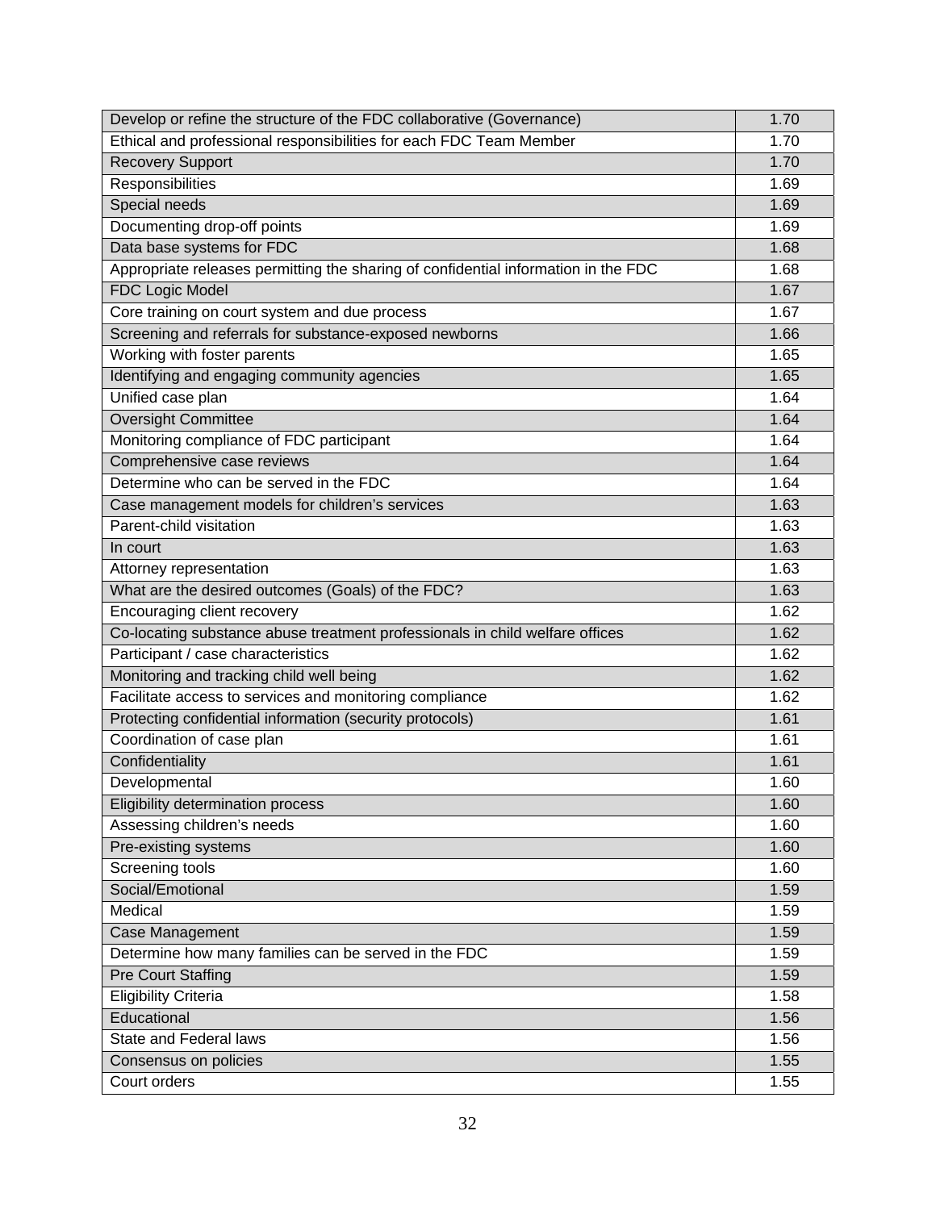| | |
|---|---|
| Develop or refine the structure of the FDC collaborative (Governance) | 1.70 |
| Ethical and professional responsibilities for each FDC Team Member | 1.70 |
| Recovery Support | 1.70 |
| Responsibilities | 1.69 |
| Special needs | 1.69 |
| Documenting drop-off points | 1.69 |
| Data base systems for FDC | 1.68 |
| Appropriate releases permitting the sharing of confidential information in the FDC | 1.68 |
| FDC Logic Model | 1.67 |
| Core training on court system and due process | 1.67 |
| Screening and referrals for substance-exposed newborns | 1.66 |
| Working with foster parents | 1.65 |
| Identifying and engaging community agencies | 1.65 |
| Unified case plan | 1.64 |
| Oversight Committee | 1.64 |
| Monitoring compliance of FDC participant | 1.64 |
| Comprehensive case reviews | 1.64 |
| Determine who can be served in the FDC | 1.64 |
| Case management models for children's services | 1.63 |
| Parent-child visitation | 1.63 |
| In court | 1.63 |
| Attorney representation | 1.63 |
| What are the desired outcomes (Goals) of the FDC? | 1.63 |
| Encouraging client recovery | 1.62 |
| Co-locating substance abuse treatment professionals in child welfare offices | 1.62 |
| Participant / case characteristics | 1.62 |
| Monitoring and tracking child well being | 1.62 |
| Facilitate access to services and monitoring compliance | 1.62 |
| Protecting confidential information (security protocols) | 1.61 |
| Coordination of case plan | 1.61 |
| Confidentiality | 1.61 |
| Developmental | 1.60 |
| Eligibility determination process | 1.60 |
| Assessing children's needs | 1.60 |
| Pre-existing systems | 1.60 |
| Screening tools | 1.60 |
| Social/Emotional | 1.59 |
| Medical | 1.59 |
| Case Management | 1.59 |
| Determine how many families can be served in the FDC | 1.59 |
| Pre Court Staffing | 1.59 |
| Eligibility Criteria | 1.58 |
| Educational | 1.56 |
| State and Federal laws | 1.56 |
| Consensus on policies | 1.55 |
| Court orders | 1.55 |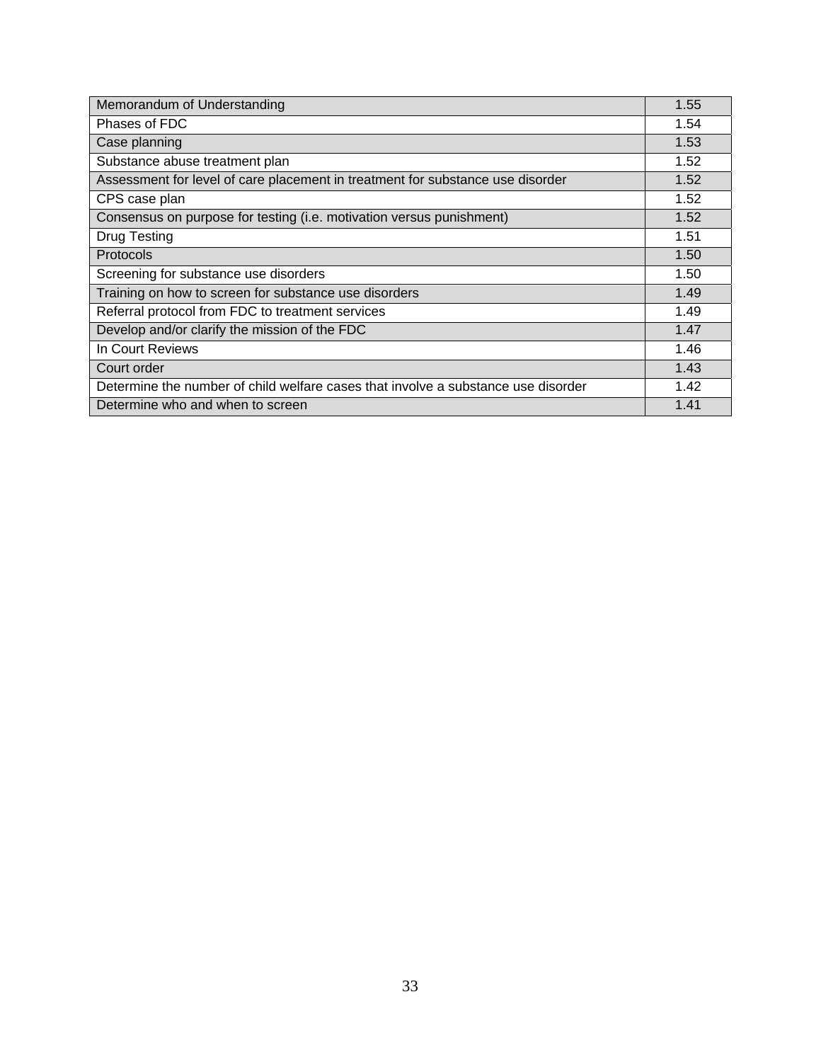| | |
|---|---|
| Memorandum of Understanding | 1.55 |
| Phases of FDC | 1.54 |
| Case planning | 1.53 |
| Substance abuse treatment plan | 1.52 |
| Assessment for level of care placement in treatment for substance use disorder | 1.52 |
| CPS case plan | 1.52 |
| Consensus on purpose for testing (i.e. motivation versus punishment) | 1.52 |
| Drug Testing | 1.51 |
| Protocols | 1.50 |
| Screening for substance use disorders | 1.50 |
| Training on how to screen for substance use disorders | 1.49 |
| Referral protocol from FDC to treatment services | 1.49 |
| Develop and/or clarify the mission of the FDC | 1.47 |
| In Court Reviews | 1.46 |
| Court order | 1.43 |
| Determine the number of child welfare cases that involve a substance use disorder | 1.42 |
| Determine who and when to screen | 1.41 |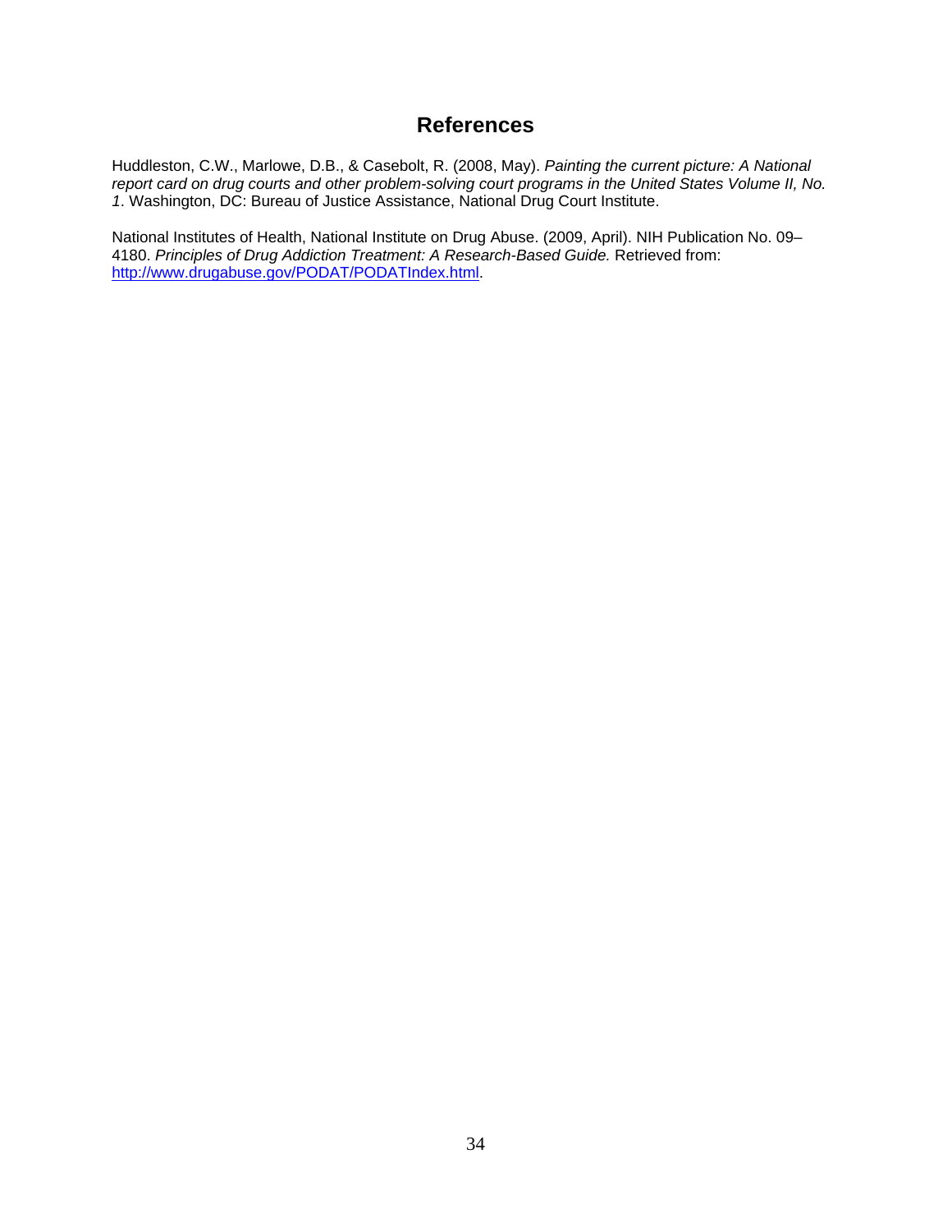# References

Huddleston, C.W., Marlowe, D.B., & Casebolt, R. (2008, May). *Painting the current picture: A National report card on drug courts and other problem-solving court programs in the United States Volume II, No. 1*. Washington, DC: Bureau of Justice Assistance, National Drug Court Institute.

National Institutes of Health, National Institute on Drug Abuse. (2009, April). NIH Publication No. 09–4180. *Principles of Drug Addiction Treatment: A Research-Based Guide.* Retrieved from: http://www.drugabuse.gov/PODAT/PODATIndex.html.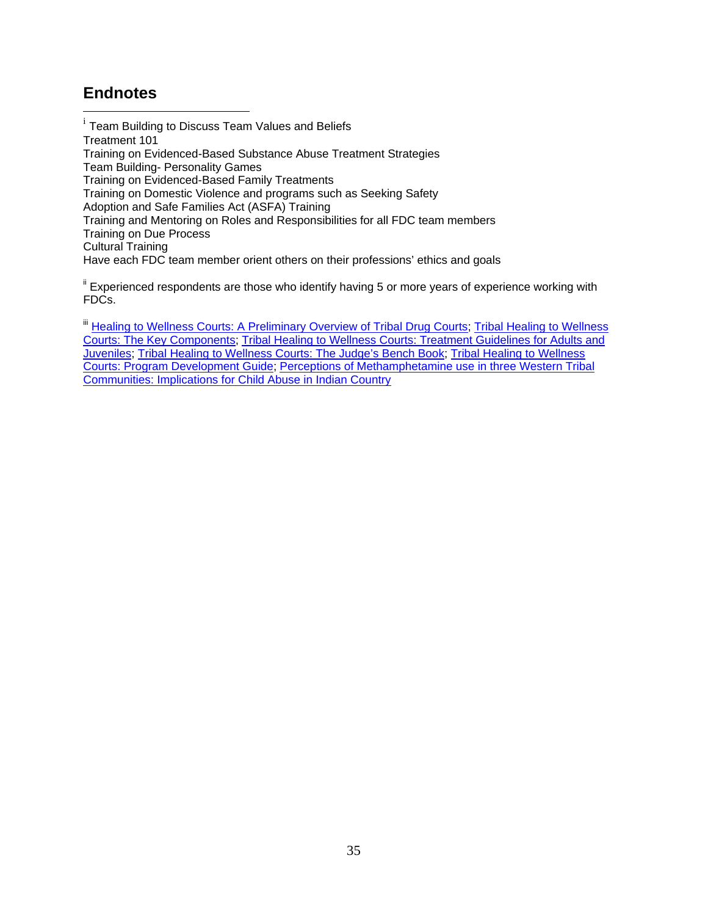## Endnotes

[i] Team Building to Discuss Team Values and Beliefs
Treatment 101
Training on Evidenced-Based Substance Abuse Treatment Strategies
Team Building- Personality Games
Training on Evidenced-Based Family Treatments
Training on Domestic Violence and programs such as Seeking Safety
Adoption and Safe Families Act (ASFA) Training
Training and Mentoring on Roles and Responsibilities for all FDC team members
Training on Due Process
Cultural Training
Have each FDC team member orient others on their professions' ethics and goals

[ii] Experienced respondents are those who identify having 5 or more years of experience working with FDCs.

[iii] Healing to Wellness Courts: A Preliminary Overview of Tribal Drug Courts; Tribal Healing to Wellness Courts: The Key Components; Tribal Healing to Wellness Courts: Treatment Guidelines for Adults and Juveniles; Tribal Healing to Wellness Courts: The Judge's Bench Book; Tribal Healing to Wellness Courts: Program Development Guide; Perceptions of Methamphetamine use in three Western Tribal Communities: Implications for Child Abuse in Indian Country